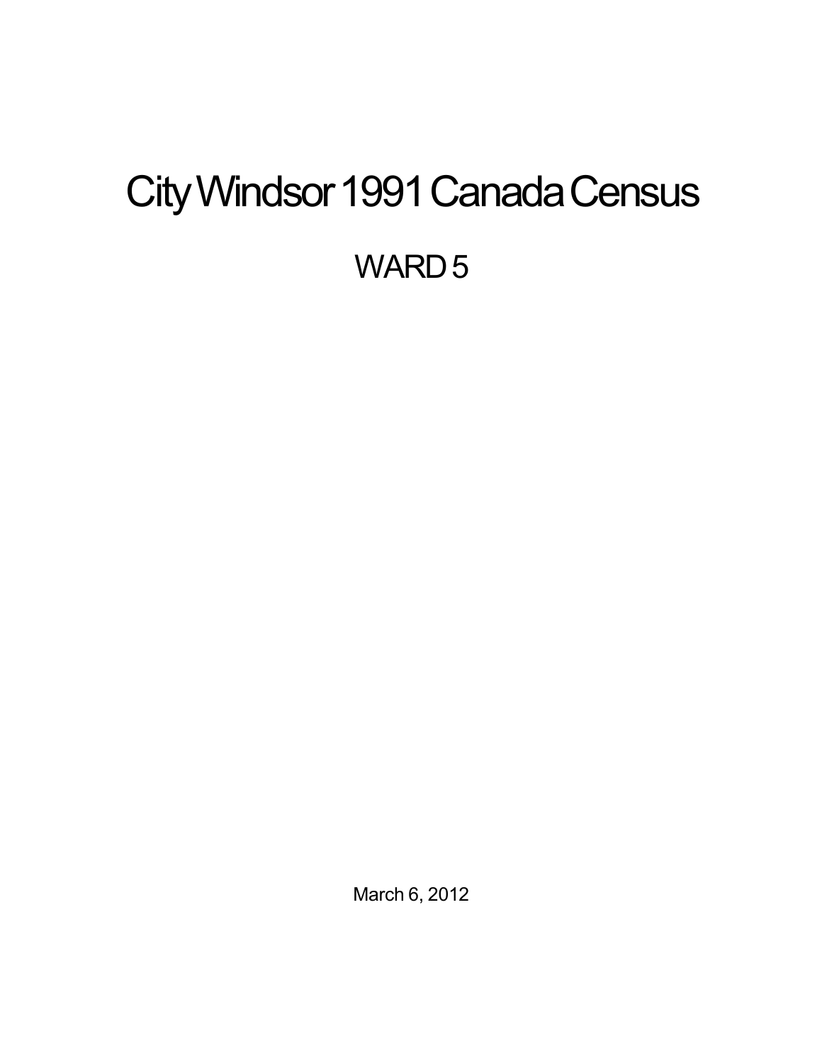# City Windsor 1991 Canada Census

## WARD 5

March 6, 2012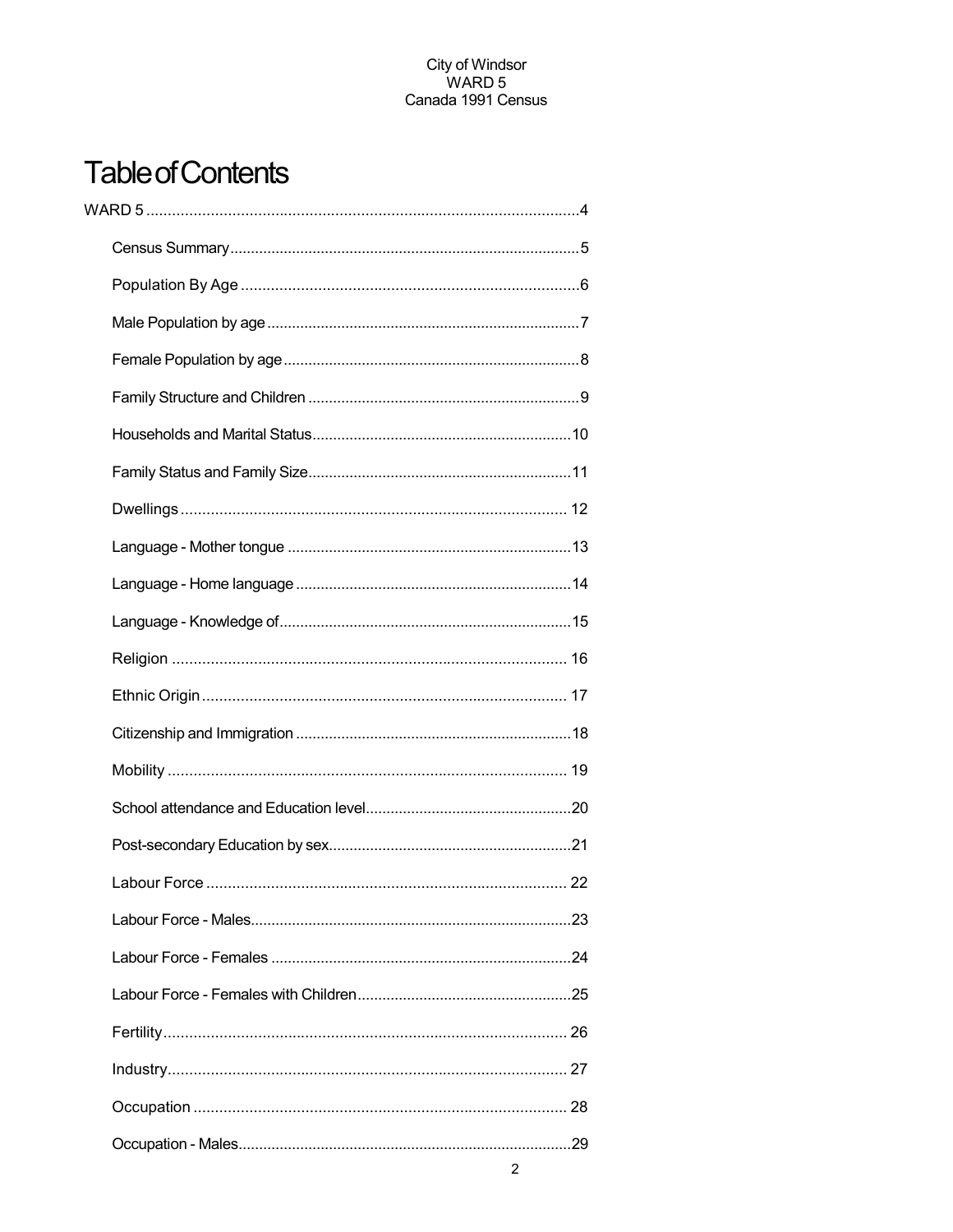City of Windsor
WARD 5
Canada 1991 Census

# Table of Contents

WARD 5 .....4

- Census Summary .....5
- Population By Age .....6
- Male Population by age .....7
- Female Population by age .....8
- Family Structure and Children .....9
- Households and Marital Status .....10
- Family Status and Family Size .....11
- Dwellings ..... 12
- Language - Mother tongue .....13
- Language - Home language .....14
- Language - Knowledge of .....15
- Religion ..... 16
- Ethnic Origin ..... 17
- Citizenship and Immigration .....18
- Mobility ..... 19
- School attendance and Education level .....20
- Post-secondary Education by sex .....21
- Labour Force ..... 22
- Labour Force - Males .....23
- Labour Force - Females .....24
- Labour Force - Females with Children .....25
- Fertility ..... 26
- Industry ..... 27
- Occupation ..... 28
- Occupation - Males .....29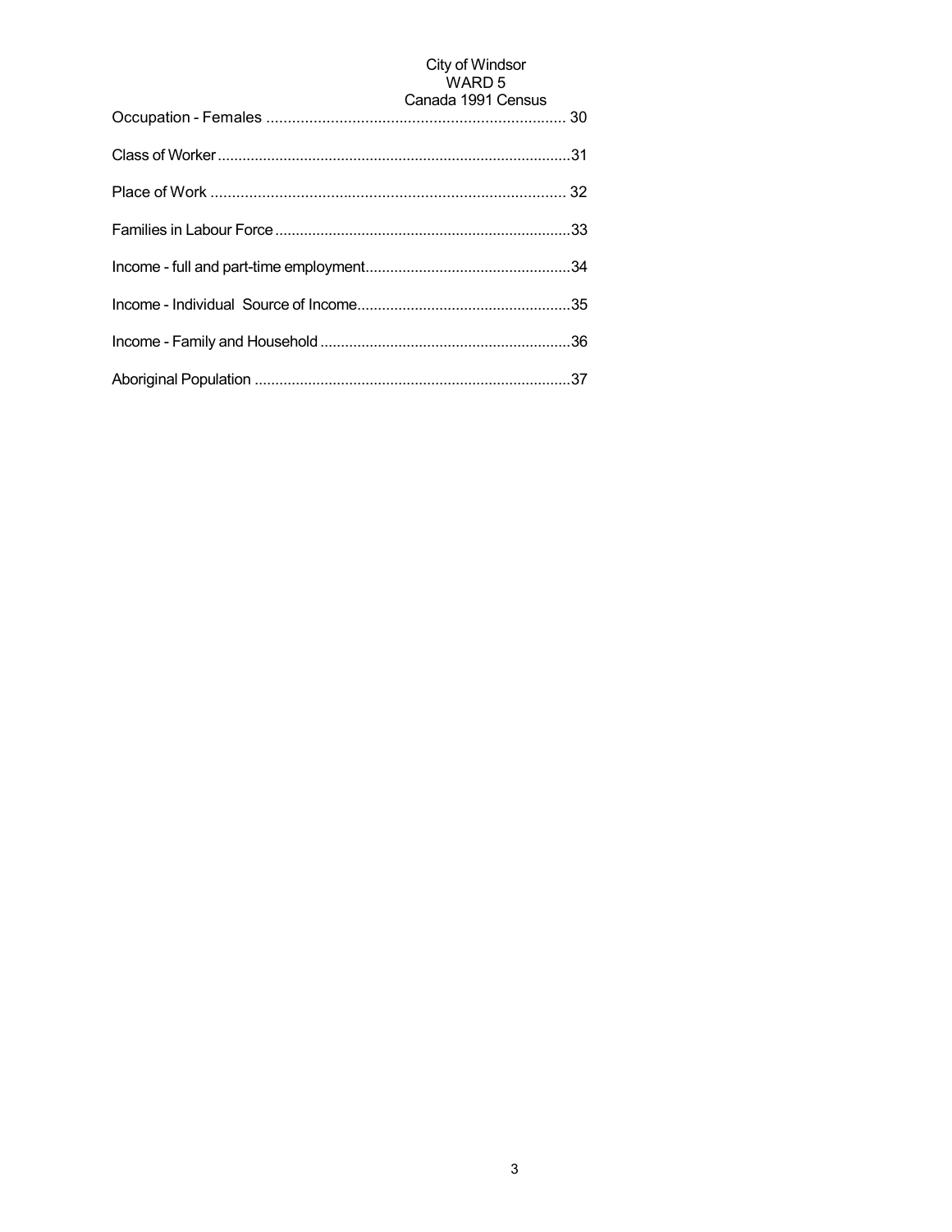Occupation - Females ...................................................................... 30

Class of Worker.....................................................................................31

Place of Work .................................................................................... 32

Families in Labour Force.......................................................................33

Income - full and part-time employment.................................................34

Income - Individual Source of Income...................................................35

Income - Family and Household ............................................................36

Aboriginal Population ............................................................................37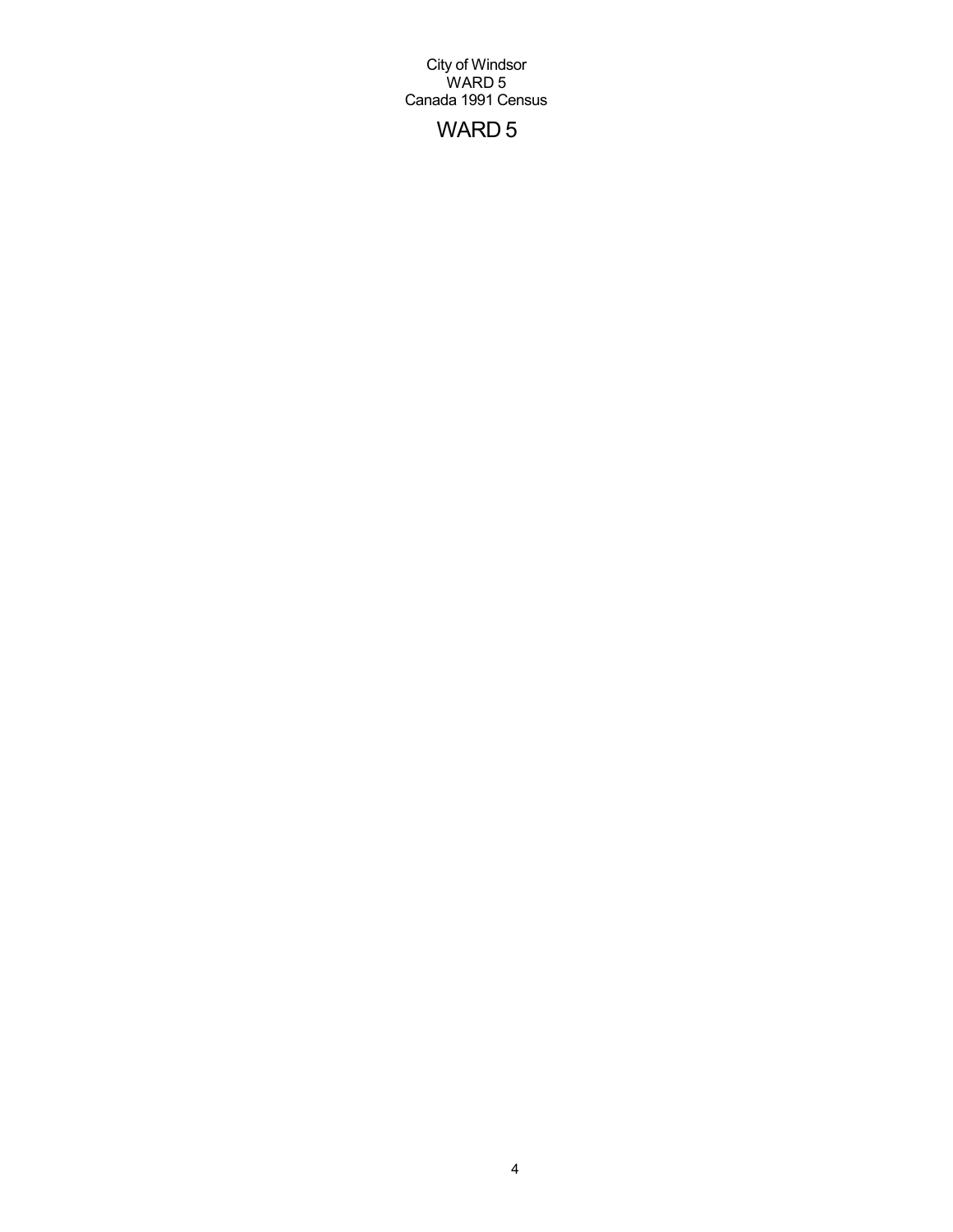City of Windsor
WARD 5
Canada 1991 Census

# WARD 5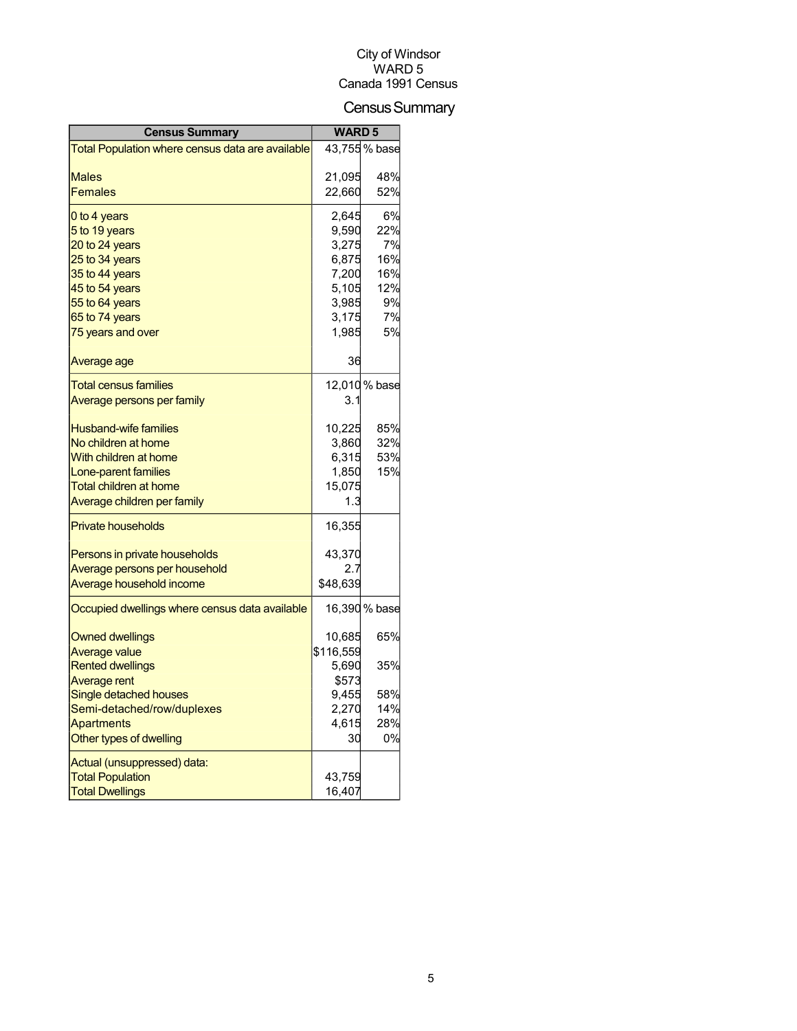City of Windsor
WARD 5
Canada 1991 Census

# Census Summary

| Census Summary | WARD 5 | |
|---|---|---|
| Total Population where census data are available | 43,755 | % base |
| Males | 21,095 | 48% |
| Females | 22,660 | 52% |
| 0 to 4 years | 2,645 | 6% |
| 5 to 19 years | 9,590 | 22% |
| 20 to 24 years | 3,275 | 7% |
| 25 to 34 years | 6,875 | 16% |
| 35 to 44 years | 7,200 | 16% |
| 45 to 54 years | 5,105 | 12% |
| 55 to 64 years | 3,985 | 9% |
| 65 to 74 years | 3,175 | 7% |
| 75 years and over | 1,985 | 5% |
| Average age | 36 | |
| Total census families | 12,010 | % base |
| Average persons per family | 3.1 | |
| Husband-wife families | 10,225 | 85% |
| No children at home | 3,860 | 32% |
| With children at home | 6,315 | 53% |
| Lone-parent families | 1,850 | 15% |
| Total children at home | 15,075 | |
| Average children per family | 1.3 | |
| Private households | 16,355 | |
| Persons in private households | 43,370 | |
| Average persons per household | 2.7 | |
| Average household income | $48,639 | |
| Occupied dwellings where census data available | 16,390 | % base |
| Owned dwellings | 10,685 | 65% |
| Average value | $116,559 | |
| Rented dwellings | 5,690 | 35% |
| Average rent | $573 | |
| Single detached houses | 9,455 | 58% |
| Semi-detached/row/duplexes | 2,270 | 14% |
| Apartments | 4,615 | 28% |
| Other types of dwelling | 30 | 0% |
| Actual (unsuppressed) data: | | |
| Total Population | 43,759 | |
| Total Dwellings | 16,407 | |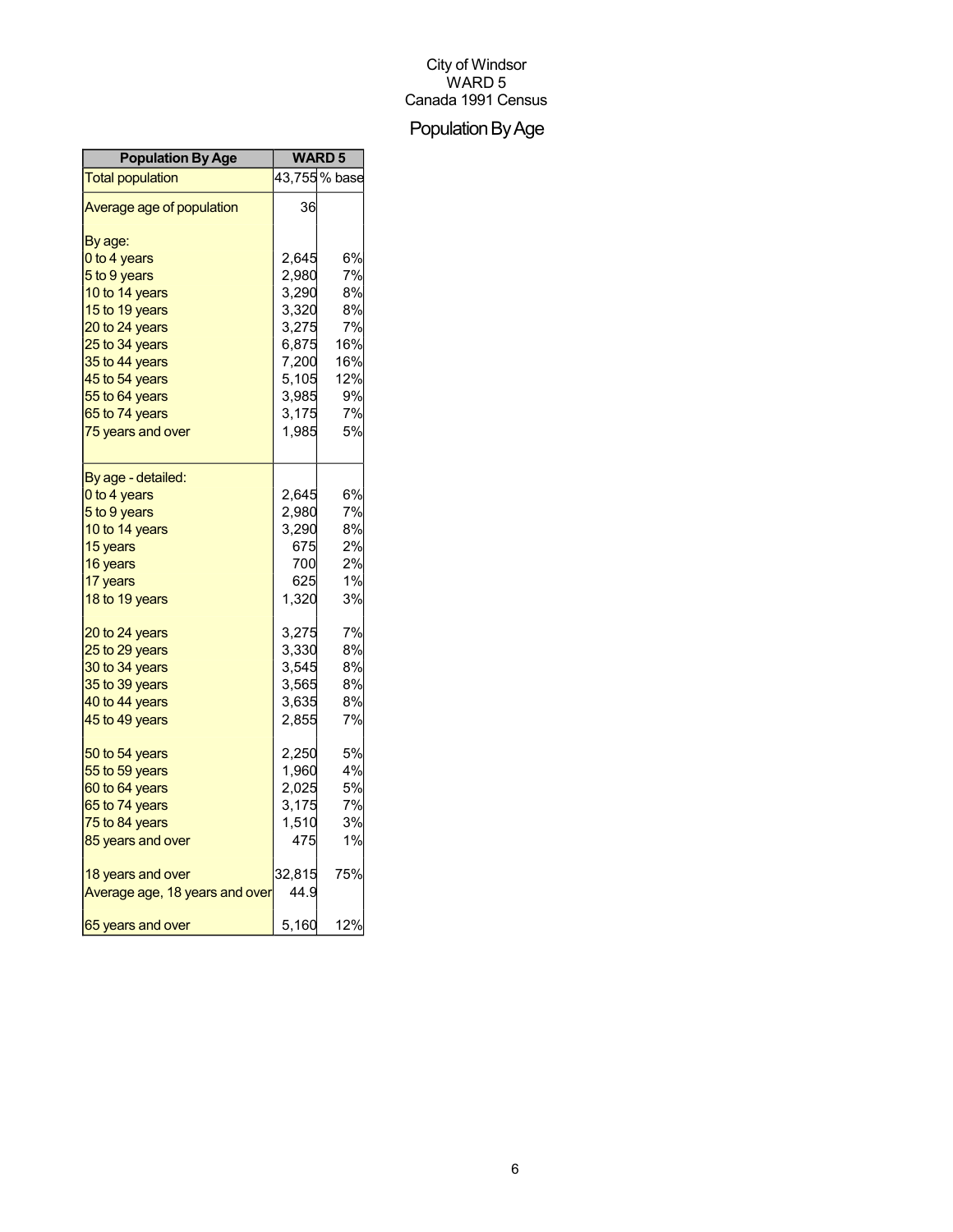City of Windsor
WARD 5
Canada 1991 Census

# Population By Age

| Population By Age | WARD 5 | |
|---|---|---|
| Total population | 43,755 | % base |
| Average age of population | 36 | |
| By age: | | |
| 0 to 4 years | 2,645 | 6% |
| 5 to 9 years | 2,980 | 7% |
| 10 to 14 years | 3,290 | 8% |
| 15 to 19 years | 3,320 | 8% |
| 20 to 24 years | 3,275 | 7% |
| 25 to 34 years | 6,875 | 16% |
| 35 to 44 years | 7,200 | 16% |
| 45 to 54 years | 5,105 | 12% |
| 55 to 64 years | 3,985 | 9% |
| 65 to 74 years | 3,175 | 7% |
| 75 years and over | 1,985 | 5% |
| By age - detailed: | | |
| 0 to 4 years | 2,645 | 6% |
| 5 to 9 years | 2,980 | 7% |
| 10 to 14 years | 3,290 | 8% |
| 15 years | 675 | 2% |
| 16 years | 700 | 2% |
| 17 years | 625 | 1% |
| 18 to 19 years | 1,320 | 3% |
| 20 to 24 years | 3,275 | 7% |
| 25 to 29 years | 3,330 | 8% |
| 30 to 34 years | 3,545 | 8% |
| 35 to 39 years | 3,565 | 8% |
| 40 to 44 years | 3,635 | 8% |
| 45 to 49 years | 2,855 | 7% |
| 50 to 54 years | 2,250 | 5% |
| 55 to 59 years | 1,960 | 4% |
| 60 to 64 years | 2,025 | 5% |
| 65 to 74 years | 3,175 | 7% |
| 75 to 84 years | 1,510 | 3% |
| 85 years and over | 475 | 1% |
| 18 years and over | 32,815 | 75% |
| Average age, 18 years and over | 44.9 | |
| 65 years and over | 5,160 | 12% |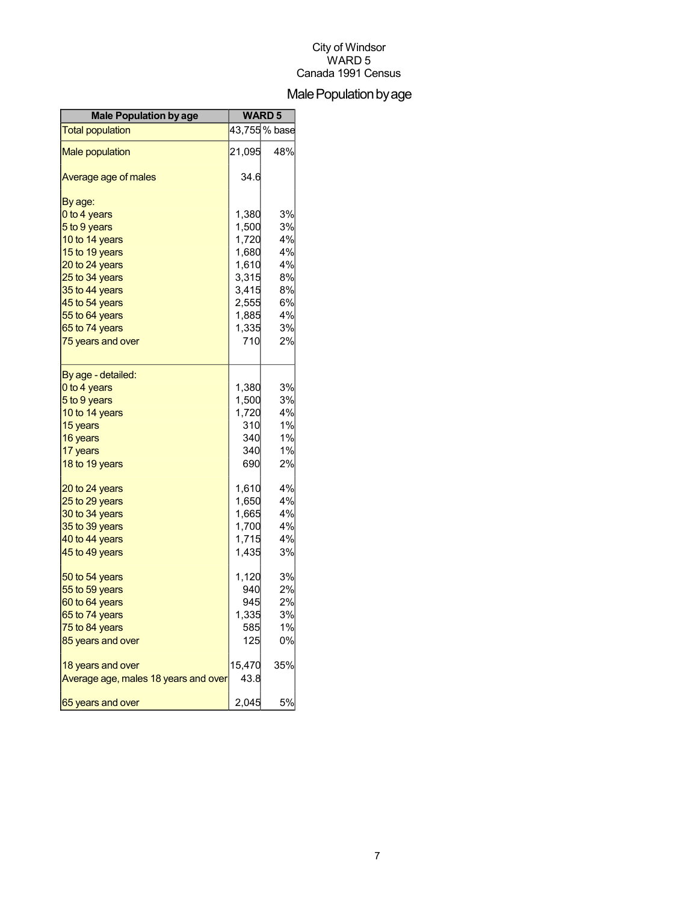City of Windsor
WARD 5
Canada 1991 Census

# Male Population by age

| Male Population by age | WARD 5 | |
|---|---|---|
| Total population | 43,755 | % base |
| Male population | 21,095 | 48% |
| Average age of males | 34.6 | |
| By age: | | |
| 0 to 4 years | 1,380 | 3% |
| 5 to 9 years | 1,500 | 3% |
| 10 to 14 years | 1,720 | 4% |
| 15 to 19 years | 1,680 | 4% |
| 20 to 24 years | 1,610 | 4% |
| 25 to 34 years | 3,315 | 8% |
| 35 to 44 years | 3,415 | 8% |
| 45 to 54 years | 2,555 | 6% |
| 55 to 64 years | 1,885 | 4% |
| 65 to 74 years | 1,335 | 3% |
| 75 years and over | 710 | 2% |
| By age - detailed: | | |
| 0 to 4 years | 1,380 | 3% |
| 5 to 9 years | 1,500 | 3% |
| 10 to 14 years | 1,720 | 4% |
| 15 years | 310 | 1% |
| 16 years | 340 | 1% |
| 17 years | 340 | 1% |
| 18 to 19 years | 690 | 2% |
| 20 to 24 years | 1,610 | 4% |
| 25 to 29 years | 1,650 | 4% |
| 30 to 34 years | 1,665 | 4% |
| 35 to 39 years | 1,700 | 4% |
| 40 to 44 years | 1,715 | 4% |
| 45 to 49 years | 1,435 | 3% |
| 50 to 54 years | 1,120 | 3% |
| 55 to 59 years | 940 | 2% |
| 60 to 64 years | 945 | 2% |
| 65 to 74 years | 1,335 | 3% |
| 75 to 84 years | 585 | 1% |
| 85 years and over | 125 | 0% |
| 18 years and over | 15,470 | 35% |
| Average age, males 18 years and over | 43.8 | |
| 65 years and over | 2,045 | 5% |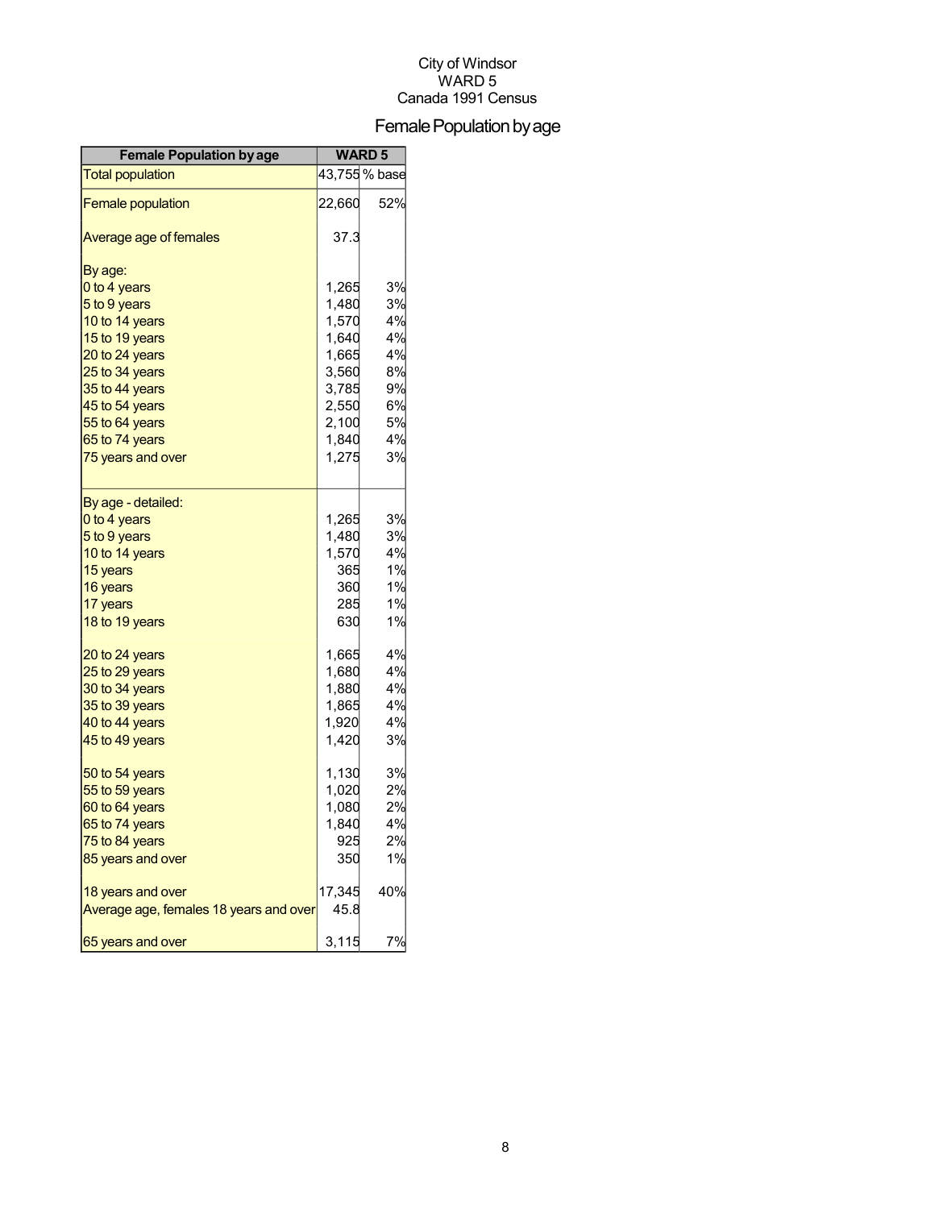City of Windsor
WARD 5
Canada 1991 Census

# Female Population by age

| Female Population by age | WARD 5 | |
|---|---|---|
| Total population | 43,755 | % base |
| Female population | 22,660 | 52% |
| Average age of females | 37.3 | |
| By age: | | |
| 0 to 4 years | 1,265 | 3% |
| 5 to 9 years | 1,480 | 3% |
| 10 to 14 years | 1,570 | 4% |
| 15 to 19 years | 1,640 | 4% |
| 20 to 24 years | 1,665 | 4% |
| 25 to 34 years | 3,560 | 8% |
| 35 to 44 years | 3,785 | 9% |
| 45 to 54 years | 2,550 | 6% |
| 55 to 64 years | 2,100 | 5% |
| 65 to 74 years | 1,840 | 4% |
| 75 years and over | 1,275 | 3% |
| By age - detailed: | | |
| 0 to 4 years | 1,265 | 3% |
| 5 to 9 years | 1,480 | 3% |
| 10 to 14 years | 1,570 | 4% |
| 15 years | 365 | 1% |
| 16 years | 360 | 1% |
| 17 years | 285 | 1% |
| 18 to 19 years | 630 | 1% |
| 20 to 24 years | 1,665 | 4% |
| 25 to 29 years | 1,680 | 4% |
| 30 to 34 years | 1,880 | 4% |
| 35 to 39 years | 1,865 | 4% |
| 40 to 44 years | 1,920 | 4% |
| 45 to 49 years | 1,420 | 3% |
| 50 to 54 years | 1,130 | 3% |
| 55 to 59 years | 1,020 | 2% |
| 60 to 64 years | 1,080 | 2% |
| 65 to 74 years | 1,840 | 4% |
| 75 to 84 years | 925 | 2% |
| 85 years and over | 350 | 1% |
| 18 years and over | 17,345 | 40% |
| Average age, females 18 years and over | 45.8 | |
| 65 years and over | 3,115 | 7% |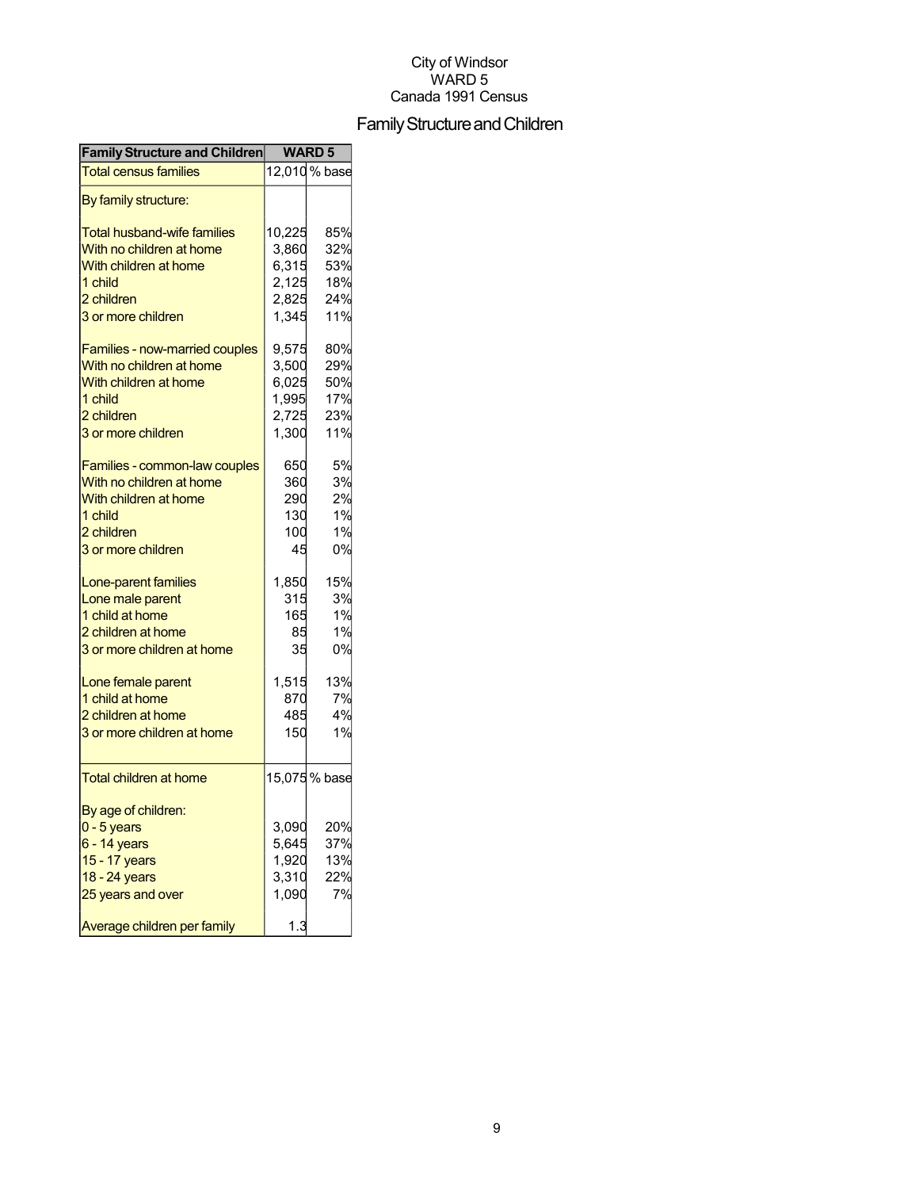City of Windsor
WARD 5
Canada 1991 Census

# Family Structure and Children

| Family Structure and Children | WARD 5 | |
|---|---|---|
| Total census families | 12,010 | % base |
| By family structure: | | |
| Total husband-wife families | 10,225 | 85% |
| With no children at home | 3,860 | 32% |
| With children at home | 6,315 | 53% |
| 1 child | 2,125 | 18% |
| 2 children | 2,825 | 24% |
| 3 or more children | 1,345 | 11% |
| Families - now-married couples | 9,575 | 80% |
| With no children at home | 3,500 | 29% |
| With children at home | 6,025 | 50% |
| 1 child | 1,995 | 17% |
| 2 children | 2,725 | 23% |
| 3 or more children | 1,300 | 11% |
| Families - common-law couples | 650 | 5% |
| With no children at home | 360 | 3% |
| With children at home | 290 | 2% |
| 1 child | 130 | 1% |
| 2 children | 100 | 1% |
| 3 or more children | 45 | 0% |
| Lone-parent families | 1,850 | 15% |
| Lone male parent | 315 | 3% |
| 1 child at home | 165 | 1% |
| 2 children at home | 85 | 1% |
| 3 or more children at home | 35 | 0% |
| Lone female parent | 1,515 | 13% |
| 1 child at home | 870 | 7% |
| 2 children at home | 485 | 4% |
| 3 or more children at home | 150 | 1% |
| Total children at home | 15,075 | % base |
| By age of children: | | |
| 0 - 5 years | 3,090 | 20% |
| 6 - 14 years | 5,645 | 37% |
| 15 - 17 years | 1,920 | 13% |
| 18 - 24 years | 3,310 | 22% |
| 25 years and over | 1,090 | 7% |
| Average children per family | 1.3 | |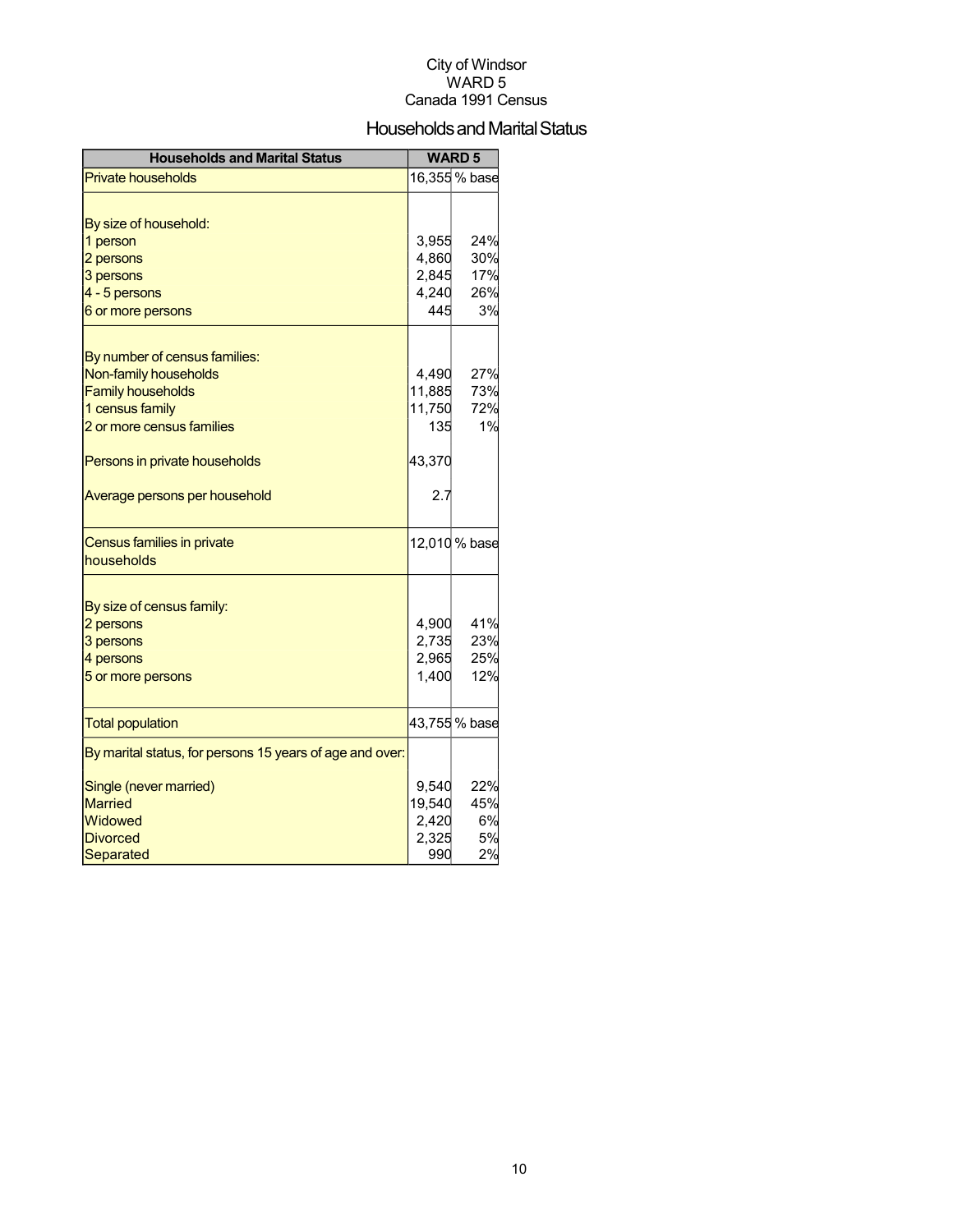City of Windsor
WARD 5
Canada 1991 Census

# Households and Marital Status

| Households and Marital Status | WARD 5 | |
|---|---|---|
| Private households | 16,355 | % base |
| By size of household: | | |
| 1 person | 3,955 | 24% |
| 2 persons | 4,860 | 30% |
| 3 persons | 2,845 | 17% |
| 4 - 5 persons | 4,240 | 26% |
| 6 or more persons | 445 | 3% |
| By number of census families: | | |
| Non-family households | 4,490 | 27% |
| Family households | 11,885 | 73% |
| 1 census family | 11,750 | 72% |
| 2 or more census families | 135 | 1% |
| Persons in private households | 43,370 | |
| Average persons per household | 2.7 | |
| Census families in private households | 12,010 | % base |
| By size of census family: | | |
| 2 persons | 4,900 | 41% |
| 3 persons | 2,735 | 23% |
| 4 persons | 2,965 | 25% |
| 5 or more persons | 1,400 | 12% |
| Total population | 43,755 | % base |
| By marital status, for persons 15 years of age and over: | | |
| Single (never married) | 9,540 | 22% |
| Married | 19,540 | 45% |
| Widowed | 2,420 | 6% |
| Divorced | 2,325 | 5% |
| Separated | 990 | 2% |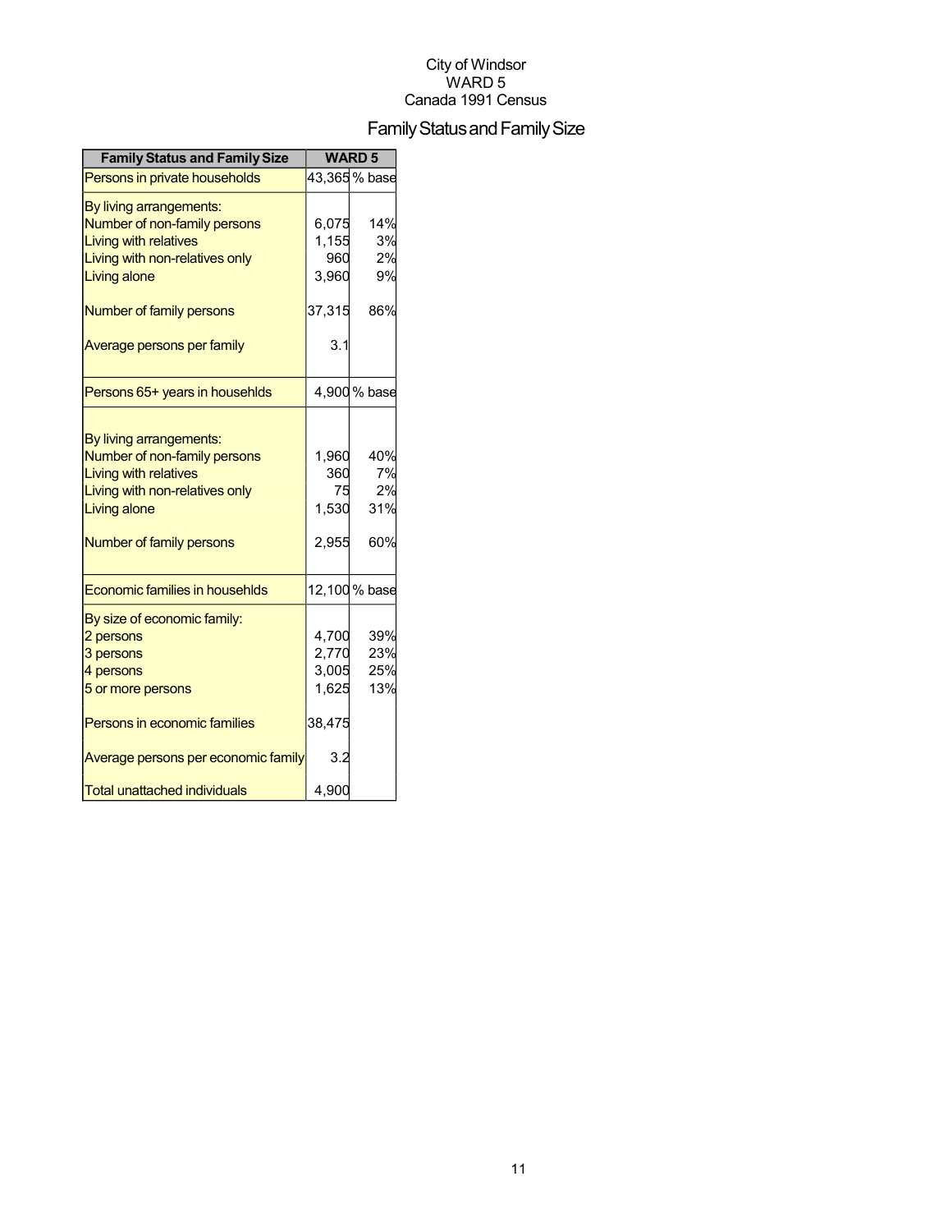City of Windsor
WARD 5
Canada 1991 Census

# Family Status and Family Size

| Family Status and Family Size | WARD 5 | |
|---|---|---|
| Persons in private households | 43,365 | % base |
| By living arrangements: | | |
| Number of non-family persons | 6,075 | 14% |
| Living with relatives | 1,155 | 3% |
| Living with non-relatives only | 960 | 2% |
| Living alone | 3,960 | 9% |
| Number of family persons | 37,315 | 86% |
| Average persons per family | 3.1 | |
| Persons 65+ years in househlds | 4,900 | % base |
| By living arrangements: | | |
| Number of non-family persons | 1,960 | 40% |
| Living with relatives | 360 | 7% |
| Living with non-relatives only | 75 | 2% |
| Living alone | 1,530 | 31% |
| Number of family persons | 2,955 | 60% |
| Economic families in househlds | 12,100 | % base |
| By size of economic family: | | |
| 2 persons | 4,700 | 39% |
| 3 persons | 2,770 | 23% |
| 4 persons | 3,005 | 25% |
| 5 or more persons | 1,625 | 13% |
| Persons in economic families | 38,475 | |
| Average persons per economic family | 3.2 | |
| Total unattached individuals | 4,900 | |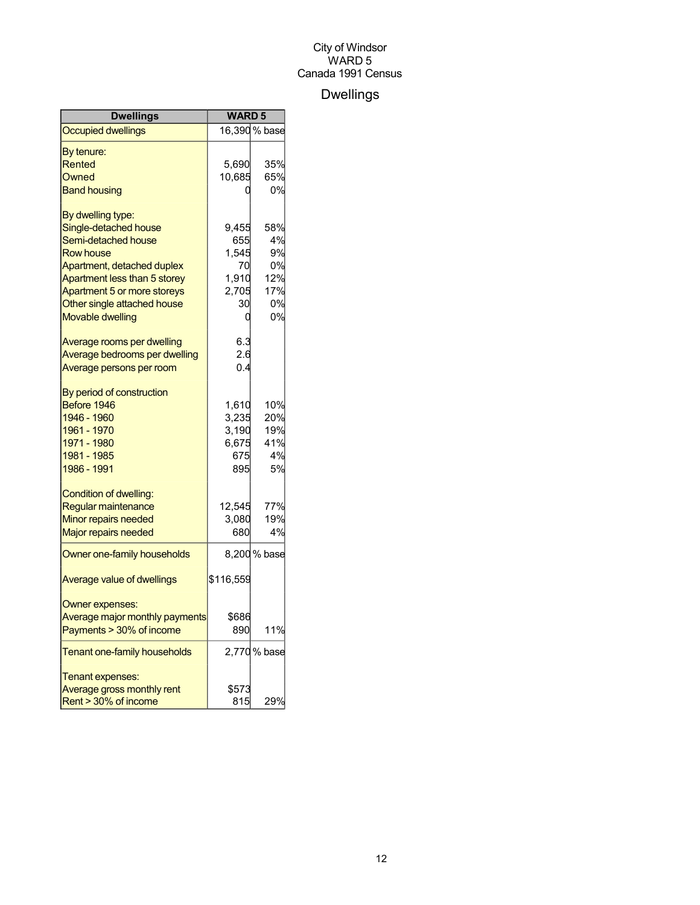City of Windsor
WARD 5
Canada 1991 Census

# Dwellings

| Dwellings | WARD 5 | |
|---|---|---|
| Occupied dwellings | 16,390 | % base |
| By tenure: | | |
| Rented | 5,690 | 35% |
| Owned | 10,685 | 65% |
| Band housing | 0 | 0% |
| By dwelling type: | | |
| Single-detached house | 9,455 | 58% |
| Semi-detached house | 655 | 4% |
| Row house | 1,545 | 9% |
| Apartment, detached duplex | 70 | 0% |
| Apartment less than 5 storey | 1,910 | 12% |
| Apartment 5 or more storeys | 2,705 | 17% |
| Other single attached house | 30 | 0% |
| Movable dwelling | 0 | 0% |
| Average rooms per dwelling | 6.3 | |
| Average bedrooms per dwelling | 2.6 | |
| Average persons per room | 0.4 | |
| By period of construction | | |
| Before 1946 | 1,610 | 10% |
| 1946 - 1960 | 3,235 | 20% |
| 1961 - 1970 | 3,190 | 19% |
| 1971 - 1980 | 6,675 | 41% |
| 1981 - 1985 | 675 | 4% |
| 1986 - 1991 | 895 | 5% |
| Condition of dwelling: | | |
| Regular maintenance | 12,545 | 77% |
| Minor repairs needed | 3,080 | 19% |
| Major repairs needed | 680 | 4% |
| Owner one-family households | 8,200 | % base |
| Average value of dwellings | $116,559 | |
| Owner expenses: | | |
| Average major monthly payments | $686 | |
| Payments > 30% of income | 890 | 11% |
| Tenant one-family households | 2,770 | % base |
| Tenant expenses: | | |
| Average gross monthly rent | $573 | |
| Rent > 30% of income | 815 | 29% |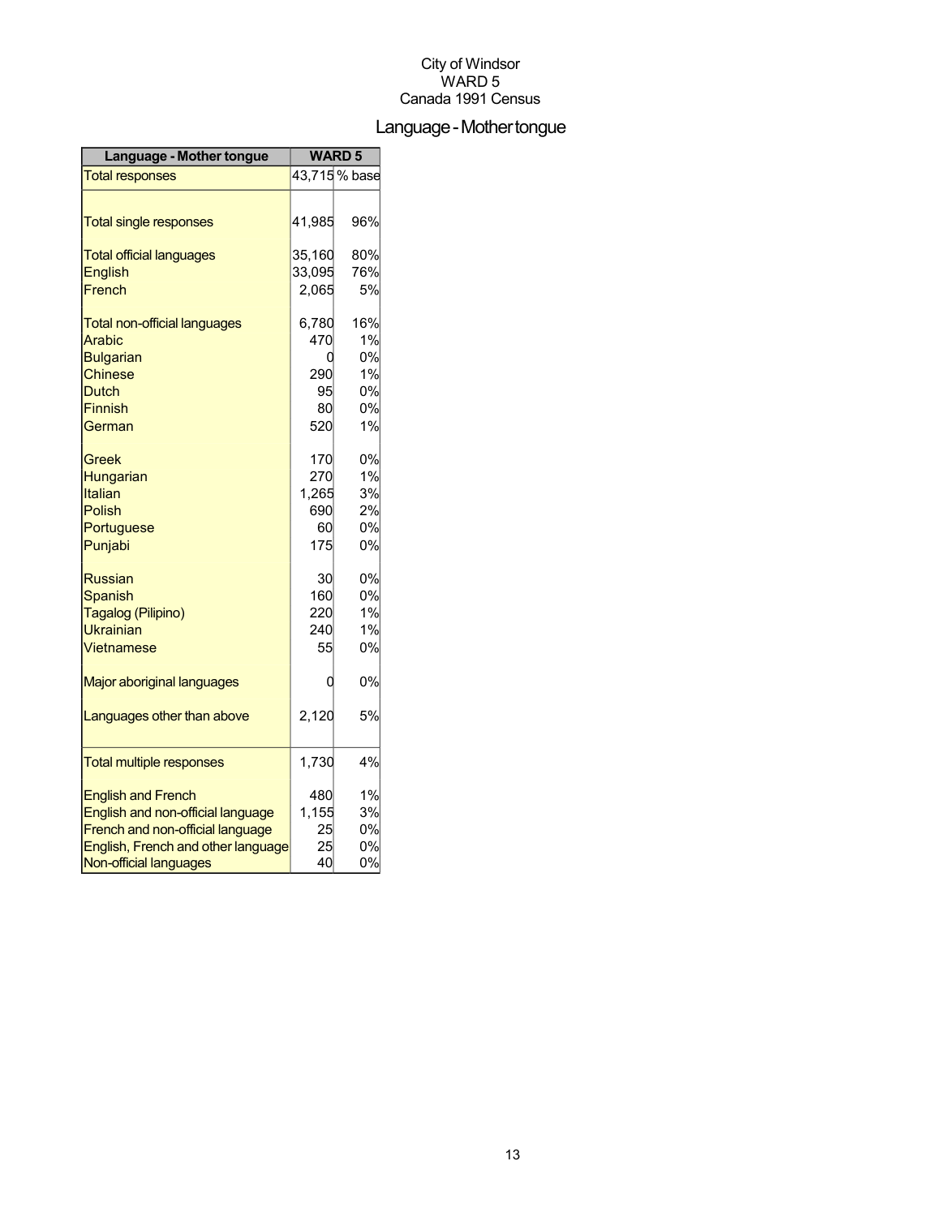City of Windsor
WARD 5
Canada 1991 Census

# Language - Mother tongue

| Language - Mother tongue | WARD 5 | |
|---|---|---|
| Total responses | 43,715 | % base |
| Total single responses | 41,985 | 96% |
| Total official languages | 35,160 | 80% |
| English | 33,095 | 76% |
| French | 2,065 | 5% |
| Total non-official languages | 6,780 | 16% |
| Arabic | 470 | 1% |
| Bulgarian | 0 | 0% |
| Chinese | 290 | 1% |
| Dutch | 95 | 0% |
| Finnish | 80 | 0% |
| German | 520 | 1% |
| Greek | 170 | 0% |
| Hungarian | 270 | 1% |
| Italian | 1,265 | 3% |
| Polish | 690 | 2% |
| Portuguese | 60 | 0% |
| Punjabi | 175 | 0% |
| Russian | 30 | 0% |
| Spanish | 160 | 0% |
| Tagalog (Pilipino) | 220 | 1% |
| Ukrainian | 240 | 1% |
| Vietnamese | 55 | 0% |
| Major aboriginal languages | 0 | 0% |
| Languages other than above | 2,120 | 5% |
| Total multiple responses | 1,730 | 4% |
| English and French | 480 | 1% |
| English and non-official language | 1,155 | 3% |
| French and non-official language | 25 | 0% |
| English, French and other language | 25 | 0% |
| Non-official languages | 40 | 0% |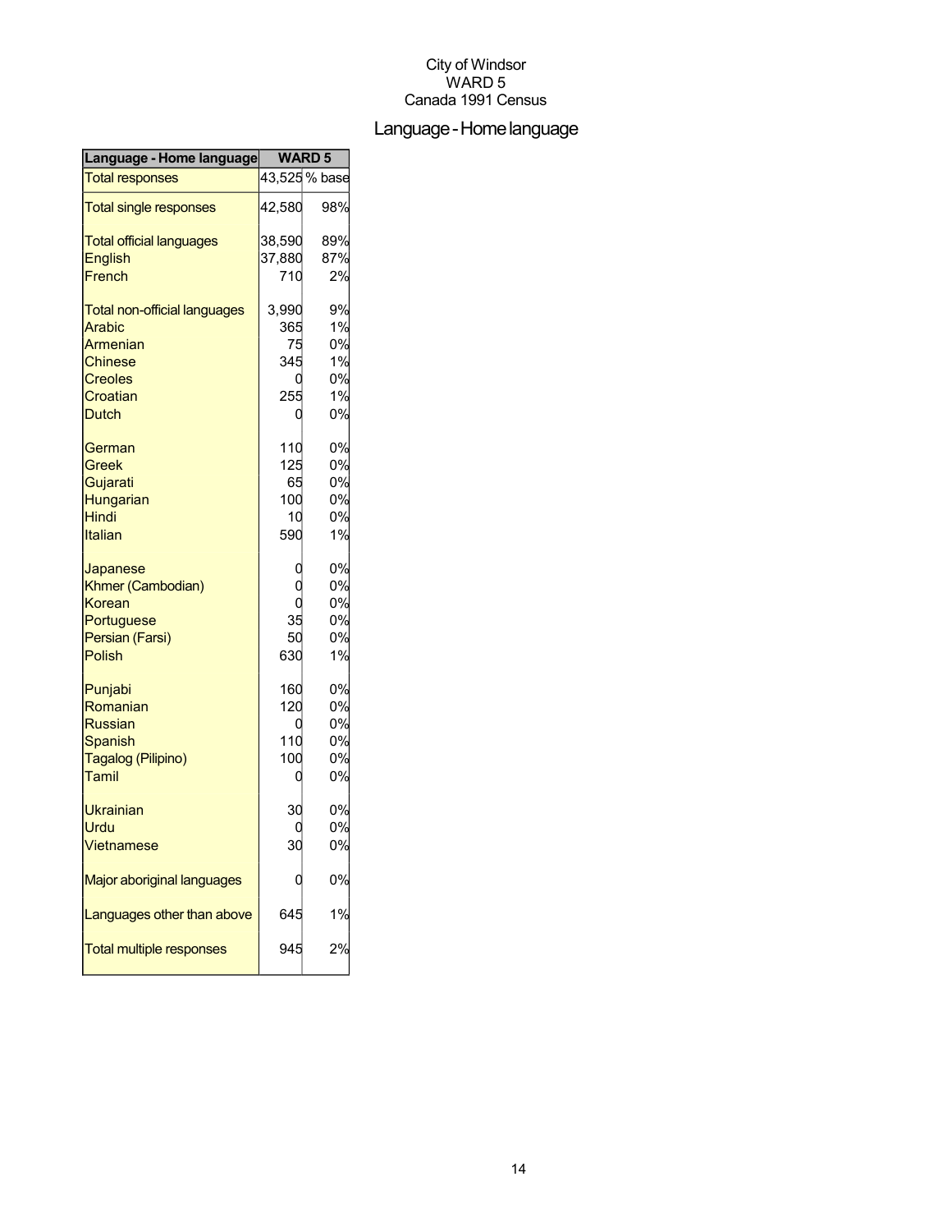City of Windsor
WARD 5
Canada 1991 Census

# Language - Home language

| Language - Home language | WARD 5 | |
|---|---|---|
| Total responses | 43,525 | % base |
| Total single responses | 42,580 | 98% |
| Total official languages | 38,590 | 89% |
| English | 37,880 | 87% |
| French | 710 | 2% |
| Total non-official languages | 3,990 | 9% |
| Arabic | 365 | 1% |
| Armenian | 75 | 0% |
| Chinese | 345 | 1% |
| Creoles | 0 | 0% |
| Croatian | 255 | 1% |
| Dutch | 0 | 0% |
| German | 110 | 0% |
| Greek | 125 | 0% |
| Gujarati | 65 | 0% |
| Hungarian | 100 | 0% |
| Hindi | 10 | 0% |
| Italian | 590 | 1% |
| Japanese | 0 | 0% |
| Khmer (Cambodian) | 0 | 0% |
| Korean | 0 | 0% |
| Portuguese | 35 | 0% |
| Persian (Farsi) | 50 | 0% |
| Polish | 630 | 1% |
| Punjabi | 160 | 0% |
| Romanian | 120 | 0% |
| Russian | 0 | 0% |
| Spanish | 110 | 0% |
| Tagalog (Pilipino) | 100 | 0% |
| Tamil | 0 | 0% |
| Ukrainian | 30 | 0% |
| Urdu | 0 | 0% |
| Vietnamese | 30 | 0% |
| Major aboriginal languages | 0 | 0% |
| Languages other than above | 645 | 1% |
| Total multiple responses | 945 | 2% |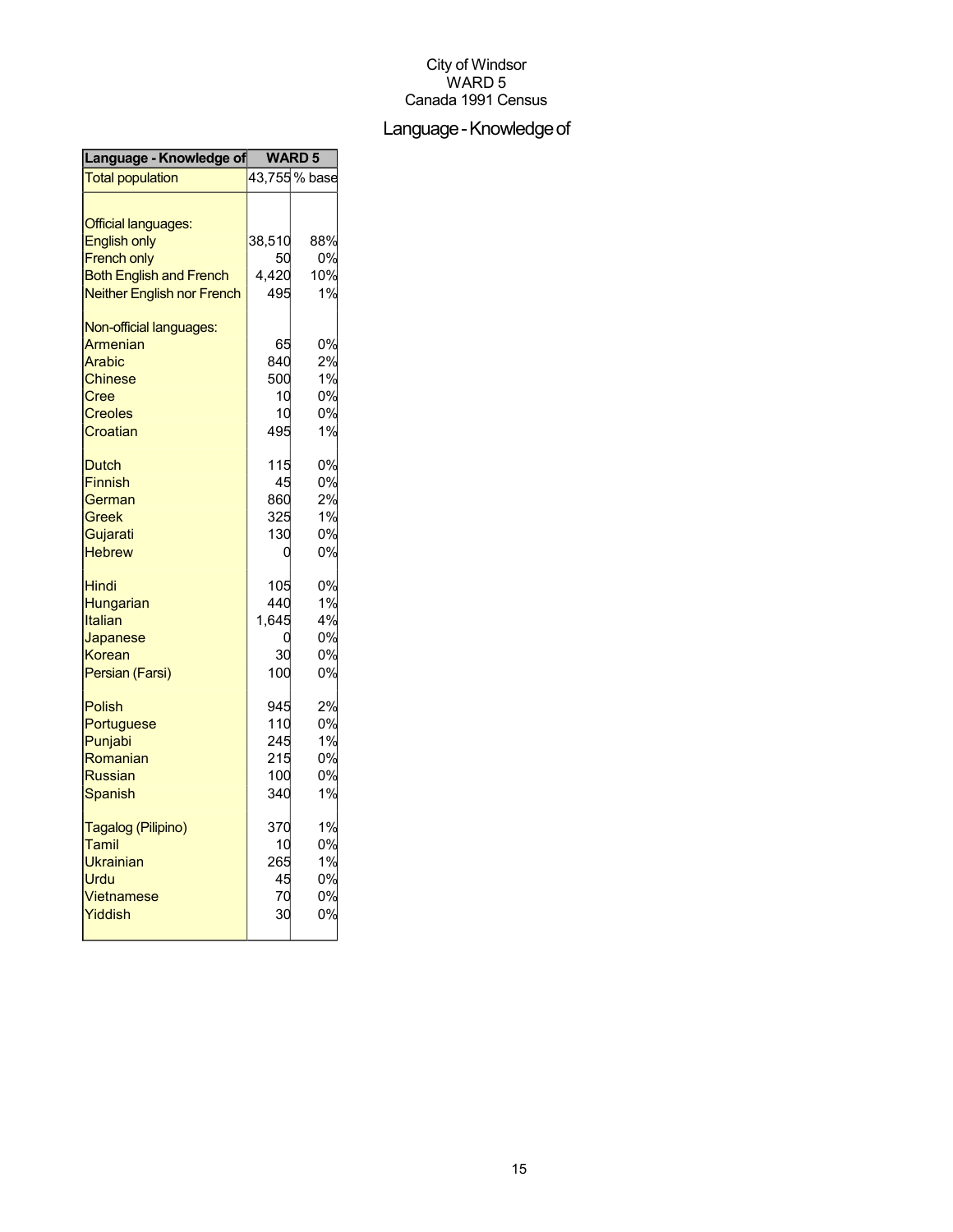City of Windsor
WARD 5
Canada 1991 Census

# Language - Knowledge of

| Language - Knowledge of | WARD 5 | |
|---|---|---|
| Total population | 43,755 | % base |
| | | |
| Official languages: | | |
| English only | 38,510 | 88% |
| French only | 50 | 0% |
| Both English and French | 4,420 | 10% |
| Neither English nor French | 495 | 1% |
| | | |
| Non-official languages: | | |
| Armenian | 65 | 0% |
| Arabic | 840 | 2% |
| Chinese | 500 | 1% |
| Cree | 10 | 0% |
| Creoles | 10 | 0% |
| Croatian | 495 | 1% |
| | | |
| Dutch | 115 | 0% |
| Finnish | 45 | 0% |
| German | 860 | 2% |
| Greek | 325 | 1% |
| Gujarati | 130 | 0% |
| Hebrew | 0 | 0% |
| | | |
| Hindi | 105 | 0% |
| Hungarian | 440 | 1% |
| Italian | 1,645 | 4% |
| Japanese | 0 | 0% |
| Korean | 30 | 0% |
| Persian (Farsi) | 100 | 0% |
| | | |
| Polish | 945 | 2% |
| Portuguese | 110 | 0% |
| Punjabi | 245 | 1% |
| Romanian | 215 | 0% |
| Russian | 100 | 0% |
| Spanish | 340 | 1% |
| | | |
| Tagalog (Pilipino) | 370 | 1% |
| Tamil | 10 | 0% |
| Ukrainian | 265 | 1% |
| Urdu | 45 | 0% |
| Vietnamese | 70 | 0% |
| Yiddish | 30 | 0% |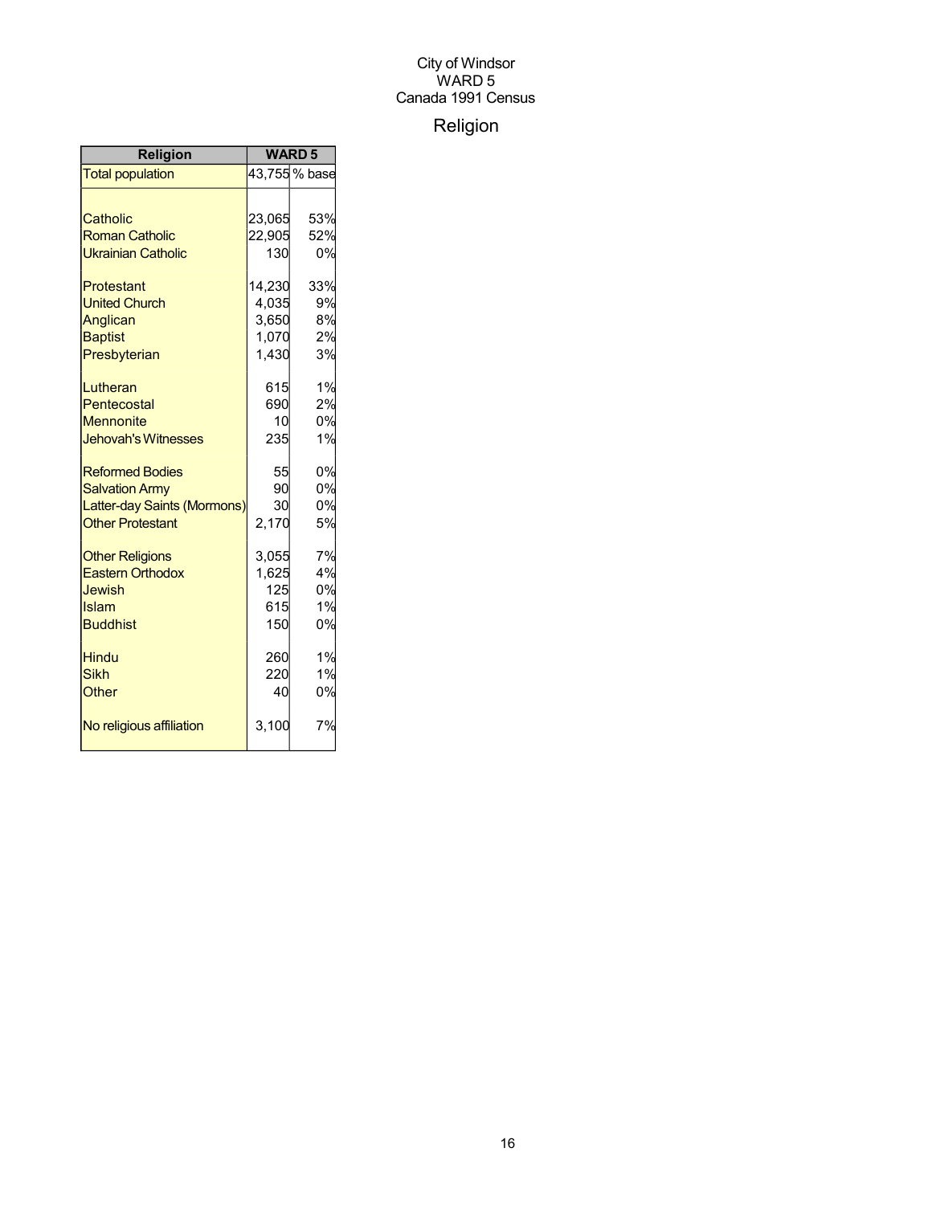City of Windsor
WARD 5
Canada 1991 Census

# Religion

| Religion | WARD 5 | |
|---|---|---|
| Total population | 43,755 | % base |
| | | |
| Catholic | 23,065 | 53% |
| Roman Catholic | 22,905 | 52% |
| Ukrainian Catholic | 130 | 0% |
| | | |
| Protestant | 14,230 | 33% |
| United Church | 4,035 | 9% |
| Anglican | 3,650 | 8% |
| Baptist | 1,070 | 2% |
| Presbyterian | 1,430 | 3% |
| | | |
| Lutheran | 615 | 1% |
| Pentecostal | 690 | 2% |
| Mennonite | 10 | 0% |
| Jehovah's Witnesses | 235 | 1% |
| | | |
| Reformed Bodies | 55 | 0% |
| Salvation Army | 90 | 0% |
| Latter-day Saints (Mormons) | 30 | 0% |
| Other Protestant | 2,170 | 5% |
| | | |
| Other Religions | 3,055 | 7% |
| Eastern Orthodox | 1,625 | 4% |
| Jewish | 125 | 0% |
| Islam | 615 | 1% |
| Buddhist | 150 | 0% |
| | | |
| Hindu | 260 | 1% |
| Sikh | 220 | 1% |
| Other | 40 | 0% |
| | | |
| No religious affiliation | 3,100 | 7% |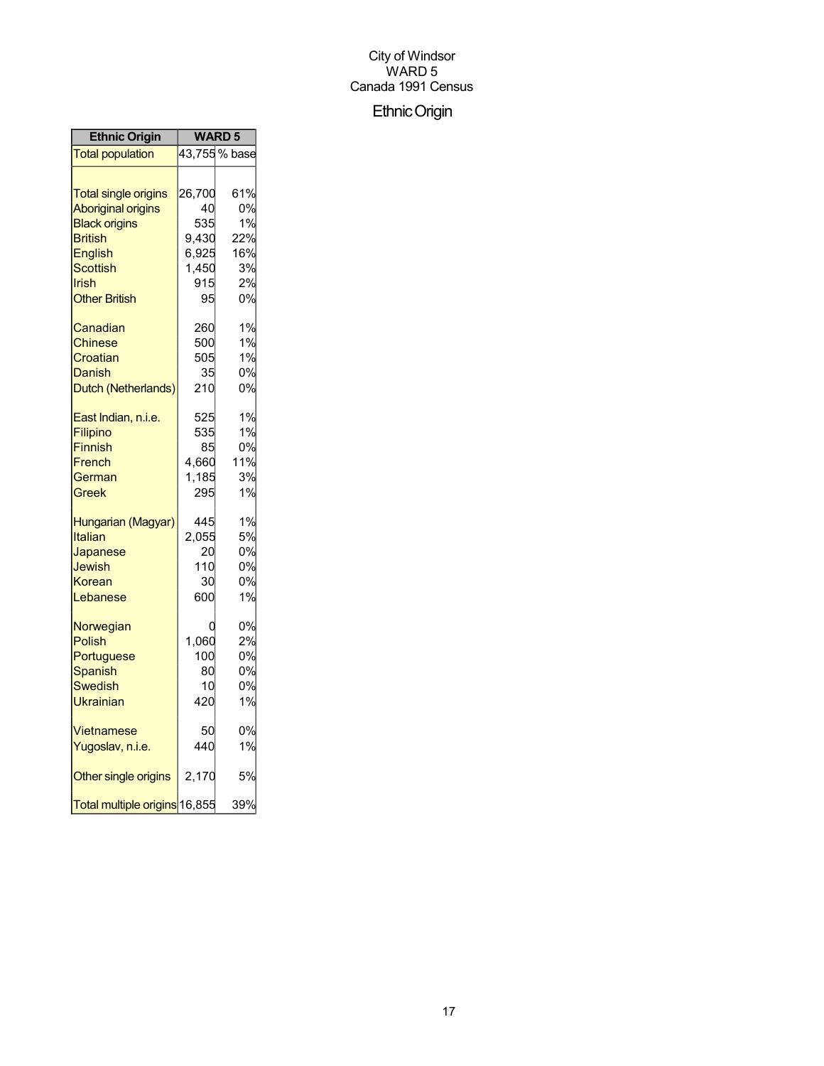City of Windsor
WARD 5
Canada 1991 Census

# Ethnic Origin

| Ethnic Origin | WARD 5 | |
|---|---|---|
| Total population | 43,755 | % base |
| | | |
| Total single origins | 26,700 | 61% |
| Aboriginal origins | 40 | 0% |
| Black origins | 535 | 1% |
| British | 9,430 | 22% |
| English | 6,925 | 16% |
| Scottish | 1,450 | 3% |
| Irish | 915 | 2% |
| Other British | 95 | 0% |
| | | |
| Canadian | 260 | 1% |
| Chinese | 500 | 1% |
| Croatian | 505 | 1% |
| Danish | 35 | 0% |
| Dutch (Netherlands) | 210 | 0% |
| | | |
| East Indian, n.i.e. | 525 | 1% |
| Filipino | 535 | 1% |
| Finnish | 85 | 0% |
| French | 4,660 | 11% |
| German | 1,185 | 3% |
| Greek | 295 | 1% |
| | | |
| Hungarian (Magyar) | 445 | 1% |
| Italian | 2,055 | 5% |
| Japanese | 20 | 0% |
| Jewish | 110 | 0% |
| Korean | 30 | 0% |
| Lebanese | 600 | 1% |
| | | |
| Norwegian | 0 | 0% |
| Polish | 1,060 | 2% |
| Portuguese | 100 | 0% |
| Spanish | 80 | 0% |
| Swedish | 10 | 0% |
| Ukrainian | 420 | 1% |
| | | |
| Vietnamese | 50 | 0% |
| Yugoslav, n.i.e. | 440 | 1% |
| | | |
| Other single origins | 2,170 | 5% |
| | | |
| Total multiple origins | 16,855 | 39% |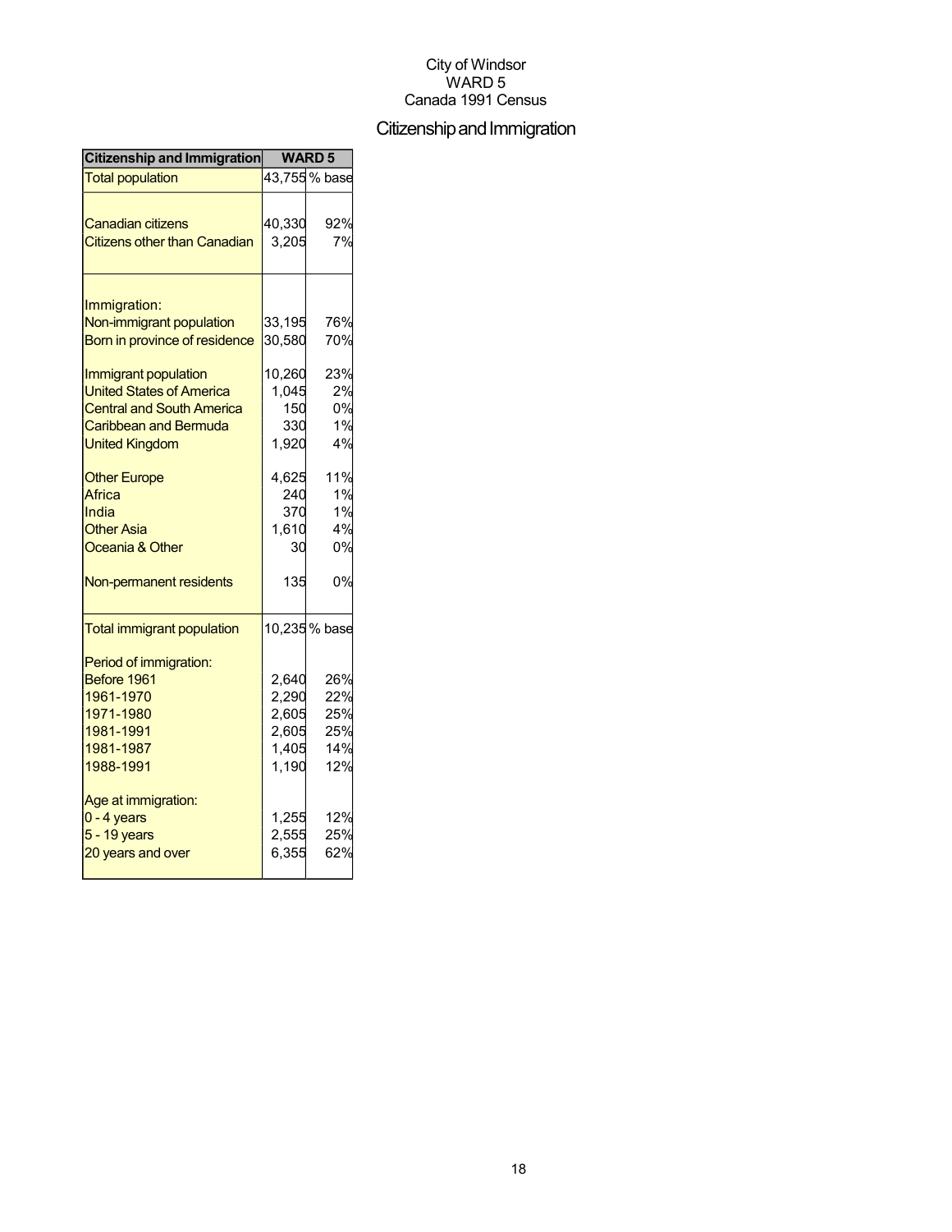City of Windsor
WARD 5
Canada 1991 Census

# Citizenship and Immigration

| Citizenship and Immigration | WARD 5 | |
|---|---|---|
| Total population | 43,755 | % base |
| | | |
| Canadian citizens | 40,330 | 92% |
| Citizens other than Canadian | 3,205 | 7% |
| | | |
| Immigration: | | |
| Non-immigrant population | 33,195 | 76% |
| Born in province of residence | 30,580 | 70% |
| | | |
| Immigrant population | 10,260 | 23% |
| United States of America | 1,045 | 2% |
| Central and South America | 150 | 0% |
| Caribbean and Bermuda | 330 | 1% |
| United Kingdom | 1,920 | 4% |
| | | |
| Other Europe | 4,625 | 11% |
| Africa | 240 | 1% |
| India | 370 | 1% |
| Other Asia | 1,610 | 4% |
| Oceania & Other | 30 | 0% |
| | | |
| Non-permanent residents | 135 | 0% |
| | | |
| Total immigrant population | 10,235 | % base |
| | | |
| Period of immigration: | | |
| Before 1961 | 2,640 | 26% |
| 1961-1970 | 2,290 | 22% |
| 1971-1980 | 2,605 | 25% |
| 1981-1991 | 2,605 | 25% |
| 1981-1987 | 1,405 | 14% |
| 1988-1991 | 1,190 | 12% |
| | | |
| Age at immigration: | | |
| 0 - 4 years | 1,255 | 12% |
| 5 - 19 years | 2,555 | 25% |
| 20 years and over | 6,355 | 62% |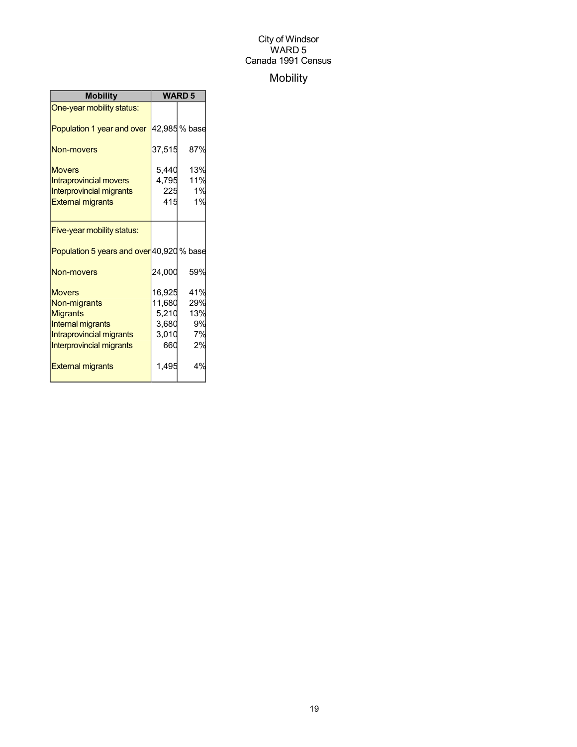City of Windsor
WARD 5
Canada 1991 Census

# Mobility

| Mobility | WARD 5 | |
|---|---|---|
| One-year mobility status: | | |
| Population 1 year and over | 42,985 | % base |
| Non-movers | 37,515 | 87% |
| Movers | 5,440 | 13% |
| Intraprovincial movers | 4,795 | 11% |
| Interprovincial migrants | 225 | 1% |
| External migrants | 415 | 1% |
| Five-year mobility status: | | |
| Population 5 years and over | 40,920 | % base |
| Non-movers | 24,000 | 59% |
| Movers | 16,925 | 41% |
| Non-migrants | 11,680 | 29% |
| Migrants | 5,210 | 13% |
| Internal migrants | 3,680 | 9% |
| Intraprovincial migrants | 3,010 | 7% |
| Interprovincial migrants | 660 | 2% |
| External migrants | 1,495 | 4% |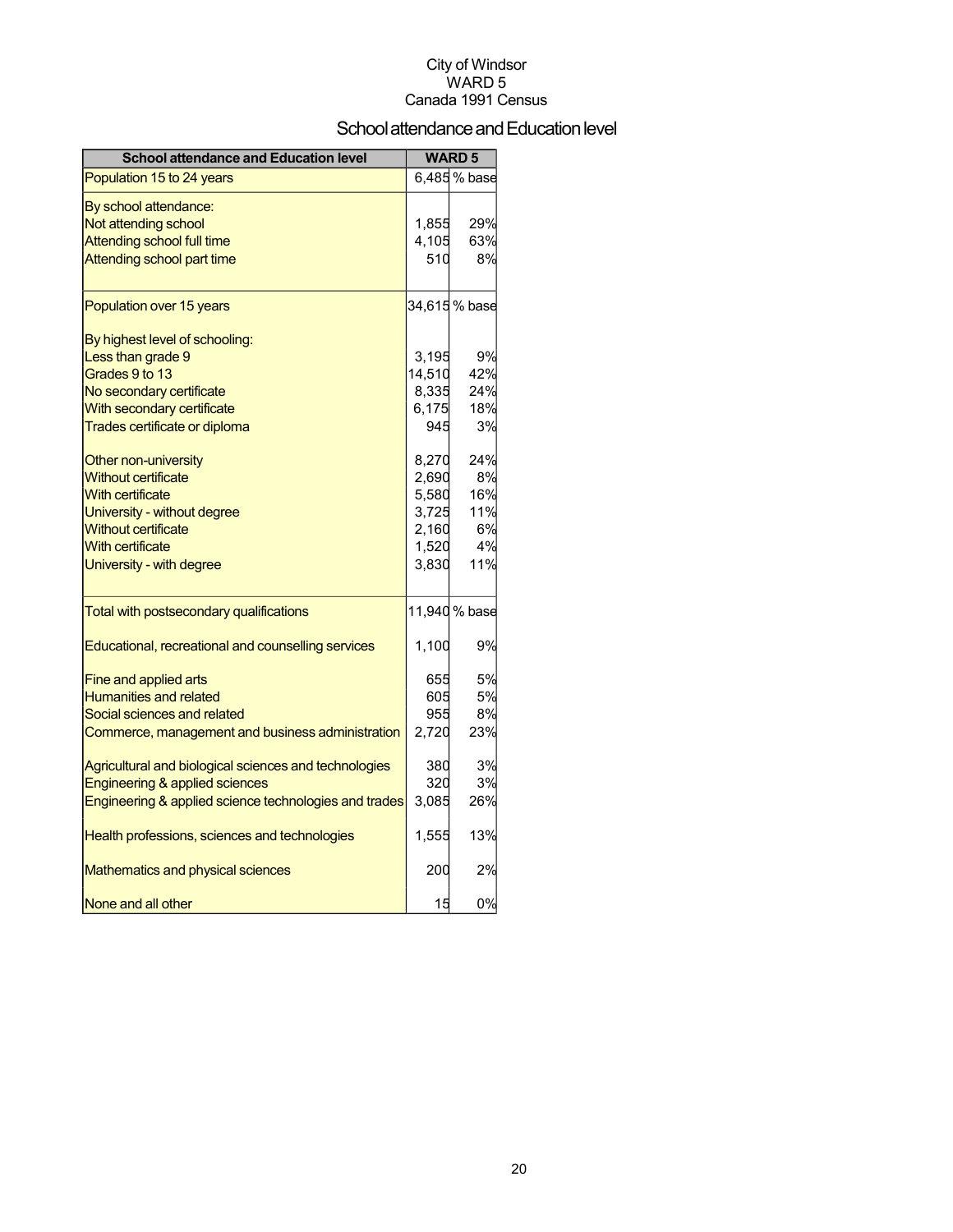City of Windsor
WARD 5
Canada 1991 Census

# School attendance and Education level

| School attendance and Education level | WARD 5 | |
|---|---|---|
| Population 15 to 24 years | 6,485 | % base |
| By school attendance: | | |
| Not attending school | 1,855 | 29% |
| Attending school full time | 4,105 | 63% |
| Attending school part time | 510 | 8% |
| Population over 15 years | 34,615 | % base |
| By highest level of schooling: | | |
| Less than grade 9 | 3,195 | 9% |
| Grades 9 to 13 | 14,510 | 42% |
| No secondary certificate | 8,335 | 24% |
| With secondary certificate | 6,175 | 18% |
| Trades certificate or diploma | 945 | 3% |
| Other non-university | 8,270 | 24% |
| Without certificate | 2,690 | 8% |
| With certificate | 5,580 | 16% |
| University - without degree | 3,725 | 11% |
| Without certificate | 2,160 | 6% |
| With certificate | 1,520 | 4% |
| University - with degree | 3,830 | 11% |
| Total with postsecondary qualifications | 11,940 | % base |
| Educational, recreational and counselling services | 1,100 | 9% |
| Fine and applied arts | 655 | 5% |
| Humanities and related | 605 | 5% |
| Social sciences and related | 955 | 8% |
| Commerce, management and business administration | 2,720 | 23% |
| Agricultural and biological sciences and technologies | 380 | 3% |
| Engineering & applied sciences | 320 | 3% |
| Engineering & applied science technologies and trades | 3,085 | 26% |
| Health professions, sciences and technologies | 1,555 | 13% |
| Mathematics and physical sciences | 200 | 2% |
| None and all other | 15 | 0% |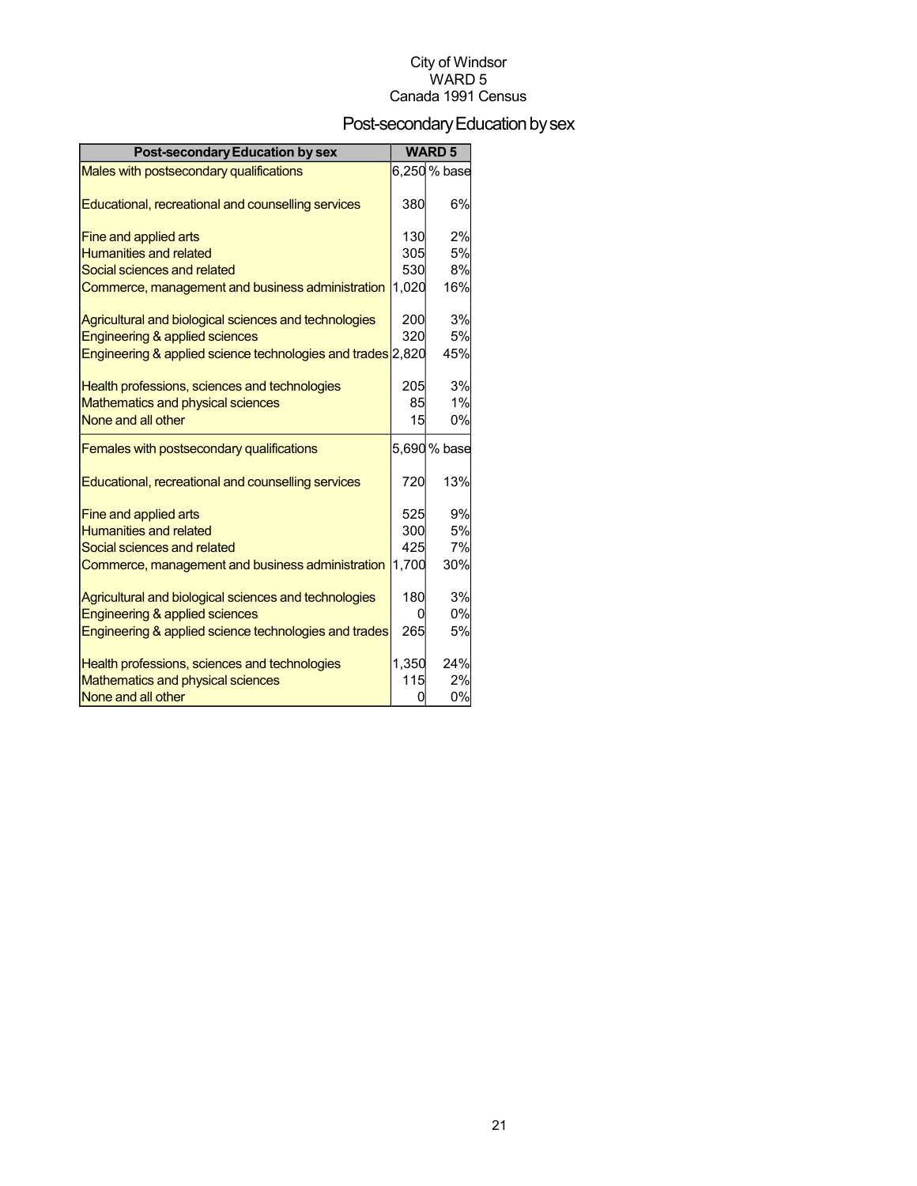City of Windsor
WARD 5
Canada 1991 Census

# Post-secondary Education by sex

| Post-secondary Education by sex | WARD 5 | |
|---|---|---|
| Males with postsecondary qualifications | 6,250 | % base |
| Educational, recreational and counselling services | 380 | 6% |
| Fine and applied arts | 130 | 2% |
| Humanities and related | 305 | 5% |
| Social sciences and related | 530 | 8% |
| Commerce, management and business administration | 1,020 | 16% |
| Agricultural and biological sciences and technologies | 200 | 3% |
| Engineering & applied sciences | 320 | 5% |
| Engineering & applied science technologies and trades | 2,820 | 45% |
| Health professions, sciences and technologies | 205 | 3% |
| Mathematics and physical sciences | 85 | 1% |
| None and all other | 15 | 0% |
| Females with postsecondary qualifications | 5,690 | % base |
| Educational, recreational and counselling services | 720 | 13% |
| Fine and applied arts | 525 | 9% |
| Humanities and related | 300 | 5% |
| Social sciences and related | 425 | 7% |
| Commerce, management and business administration | 1,700 | 30% |
| Agricultural and biological sciences and technologies | 180 | 3% |
| Engineering & applied sciences | 0 | 0% |
| Engineering & applied science technologies and trades | 265 | 5% |
| Health professions, sciences and technologies | 1,350 | 24% |
| Mathematics and physical sciences | 115 | 2% |
| None and all other | 0 | 0% |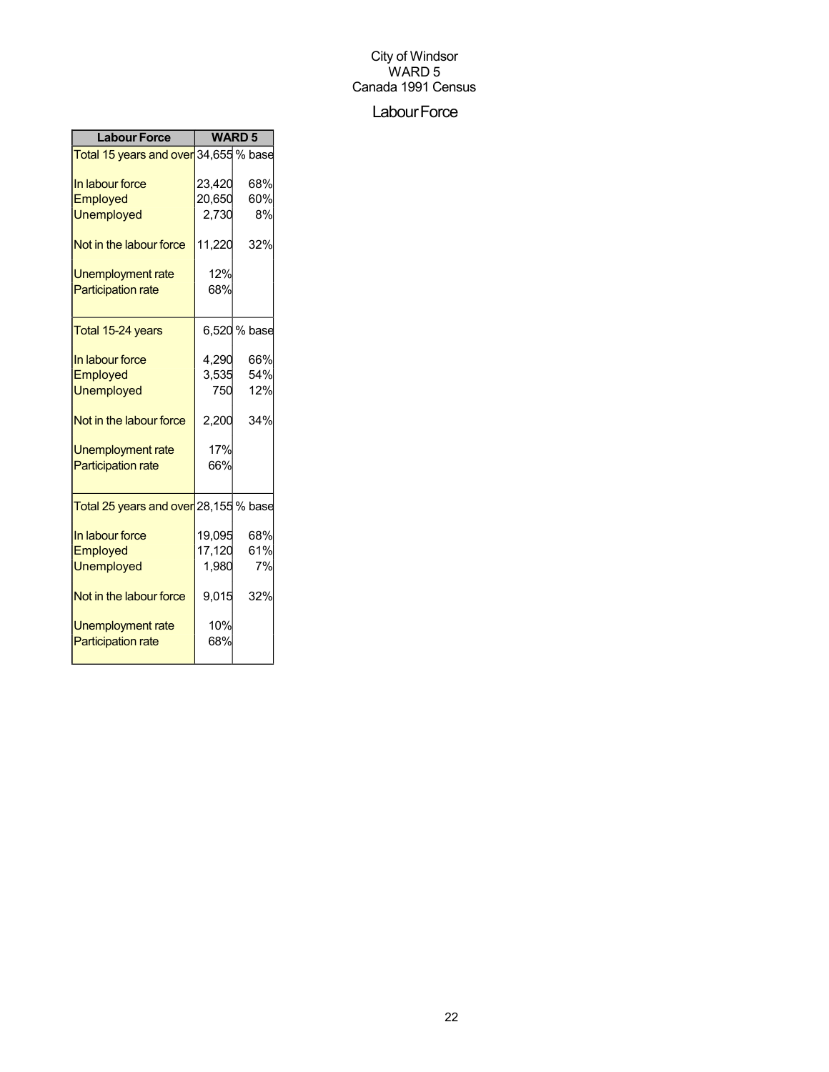City of Windsor
WARD 5
Canada 1991 Census

# Labour Force

| Labour Force | WARD 5 | |
|---|---|---|
| Total 15 years and over | 34,655 | % base |
| In labour force | 23,420 | 68% |
| Employed | 20,650 | 60% |
| Unemployed | 2,730 | 8% |
| Not in the labour force | 11,220 | 32% |
| Unemployment rate | 12% | |
| Participation rate | 68% | |
| Total 15-24 years | 6,520 | % base |
| In labour force | 4,290 | 66% |
| Employed | 3,535 | 54% |
| Unemployed | 750 | 12% |
| Not in the labour force | 2,200 | 34% |
| Unemployment rate | 17% | |
| Participation rate | 66% | |
| Total 25 years and over | 28,155 | % base |
| In labour force | 19,095 | 68% |
| Employed | 17,120 | 61% |
| Unemployed | 1,980 | 7% |
| Not in the labour force | 9,015 | 32% |
| Unemployment rate | 10% | |
| Participation rate | 68% | |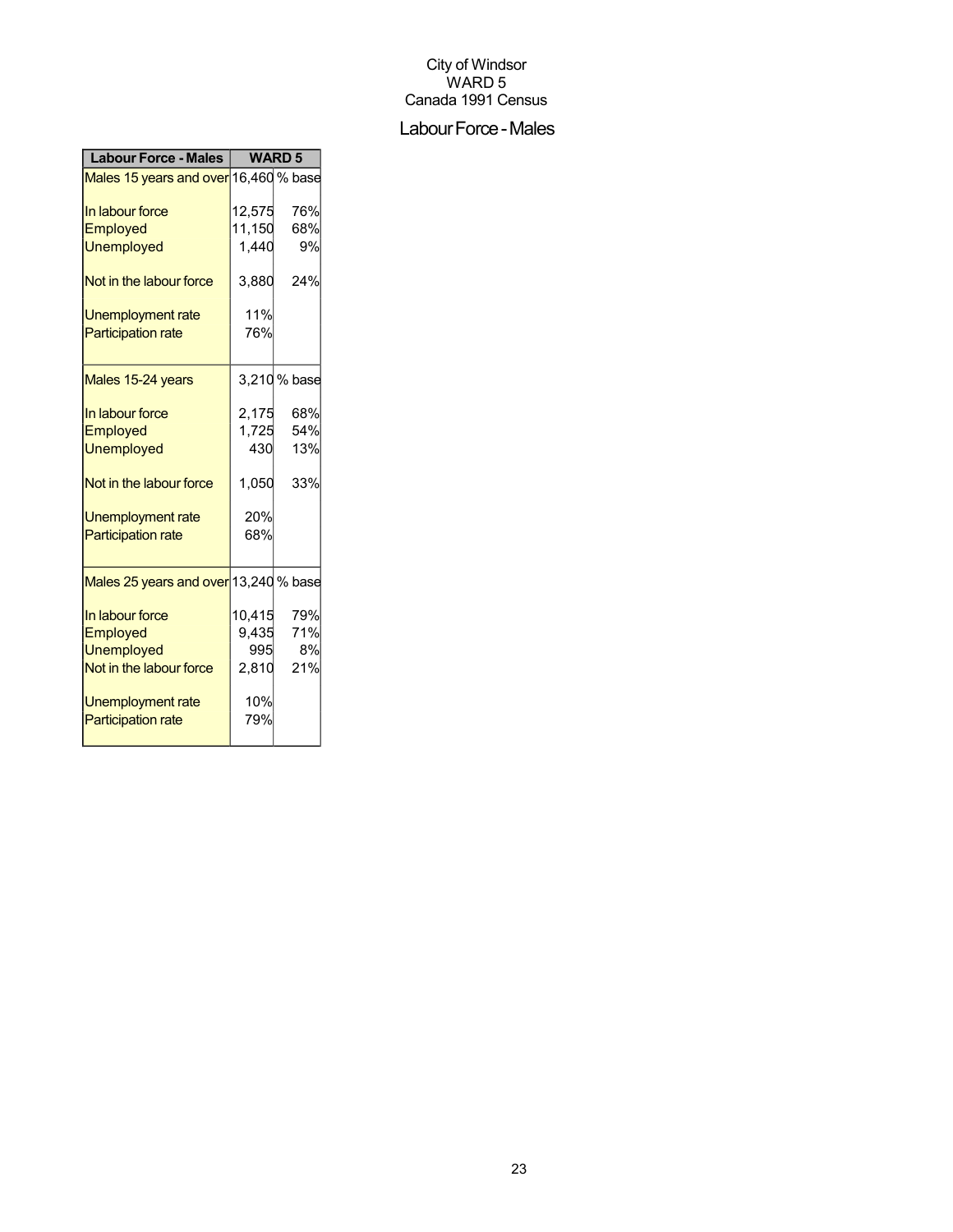City of Windsor
WARD 5
Canada 1991 Census

# Labour Force - Males

| Labour Force - Males | WARD 5 | |
|---|---|---|
| Males 15 years and over | 16,460 | % base |
| In labour force | 12,575 | 76% |
| Employed | 11,150 | 68% |
| Unemployed | 1,440 | 9% |
| Not in the labour force | 3,880 | 24% |
| Unemployment rate | 11% | |
| Participation rate | 76% | |
| Males 15-24 years | 3,210 | % base |
| In labour force | 2,175 | 68% |
| Employed | 1,725 | 54% |
| Unemployed | 430 | 13% |
| Not in the labour force | 1,050 | 33% |
| Unemployment rate | 20% | |
| Participation rate | 68% | |
| Males 25 years and over | 13,240 | % base |
| In labour force | 10,415 | 79% |
| Employed | 9,435 | 71% |
| Unemployed | 995 | 8% |
| Not in the labour force | 2,810 | 21% |
| Unemployment rate | 10% | |
| Participation rate | 79% | |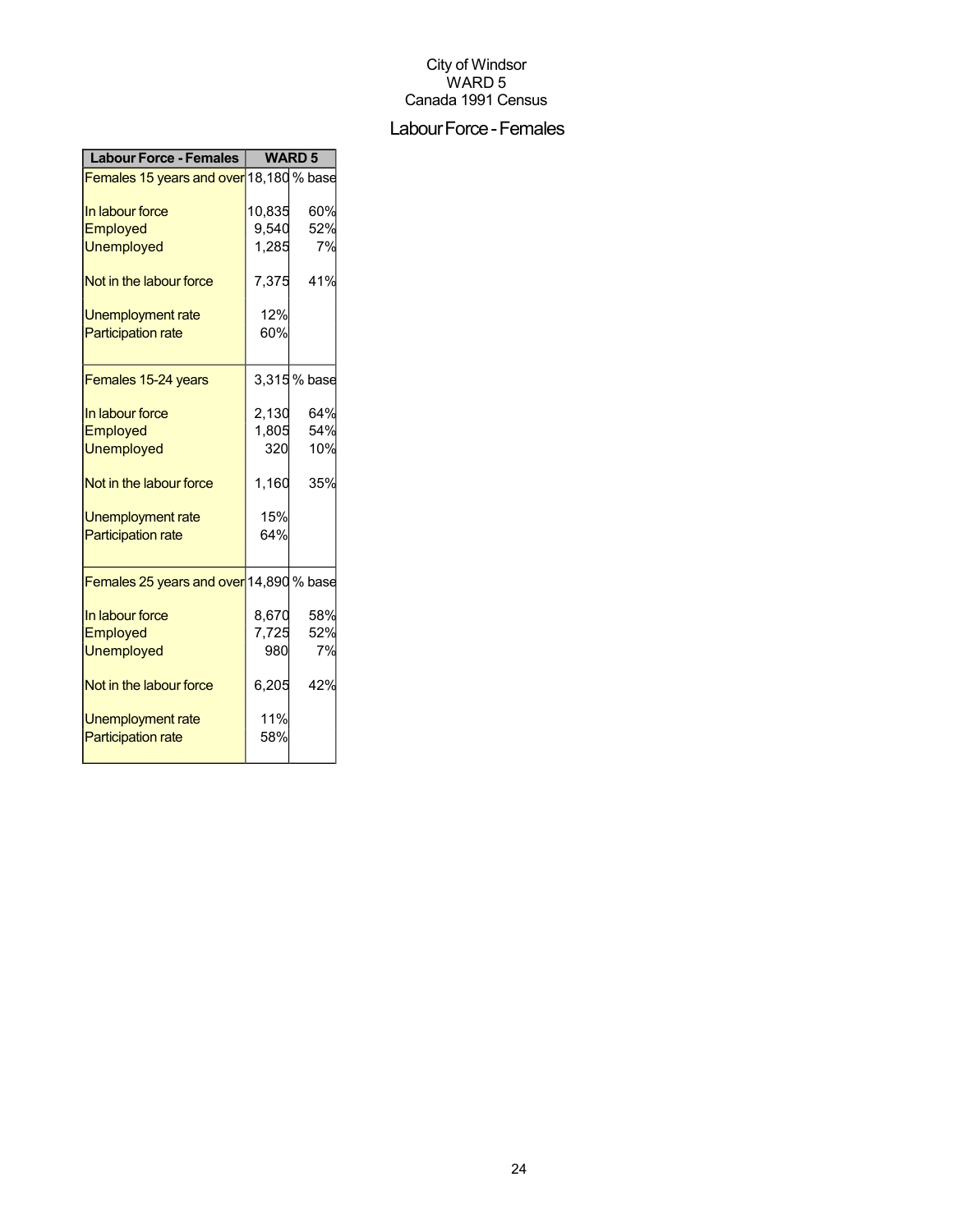City of Windsor
WARD 5
Canada 1991 Census

# Labour Force - Females

| Labour Force - Females | WARD 5 | |
|---|---|---|
| Females 15 years and over | 18,180 | % base |
| In labour force | 10,835 | 60% |
| Employed | 9,540 | 52% |
| Unemployed | 1,285 | 7% |
| Not in the labour force | 7,375 | 41% |
| Unemployment rate | 12% | |
| Participation rate | 60% | |
| Females 15-24 years | 3,315 | % base |
| In labour force | 2,130 | 64% |
| Employed | 1,805 | 54% |
| Unemployed | 320 | 10% |
| Not in the labour force | 1,160 | 35% |
| Unemployment rate | 15% | |
| Participation rate | 64% | |
| Females 25 years and over | 14,890 | % base |
| In labour force | 8,670 | 58% |
| Employed | 7,725 | 52% |
| Unemployed | 980 | 7% |
| Not in the labour force | 6,205 | 42% |
| Unemployment rate | 11% | |
| Participation rate | 58% | |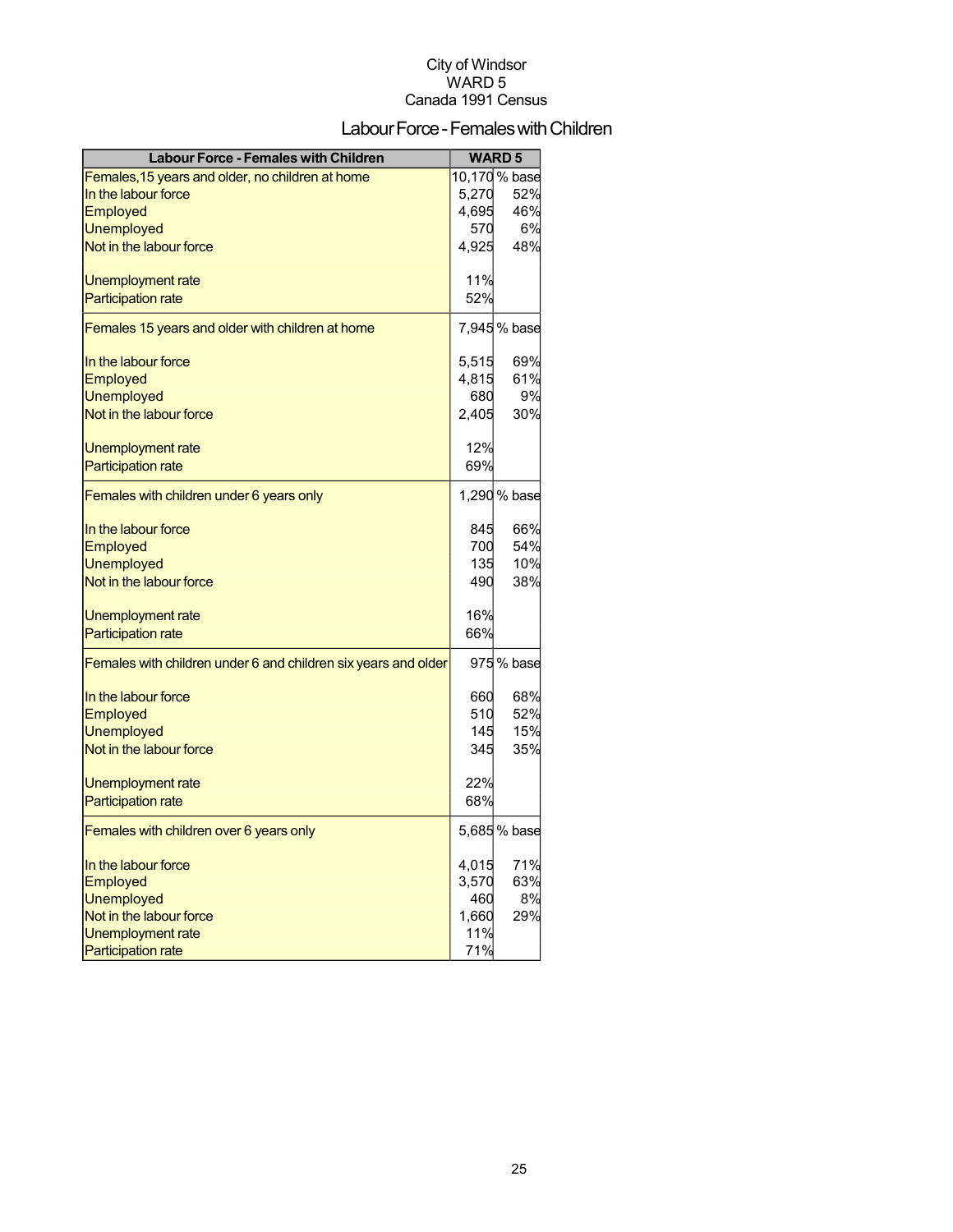City of Windsor
WARD 5
Canada 1991 Census

# Labour Force - Females with Children

| Labour Force - Females with Children | WARD 5 | |
|---|---|---|
| Females,15 years and older, no children at home | 10,170 | % base |
| In the labour force | 5,270 | 52% |
| Employed | 4,695 | 46% |
| Unemployed | 570 | 6% |
| Not in the labour force | 4,925 | 48% |
| Unemployment rate | 11% | |
| Participation rate | 52% | |
| Females 15 years and older with children at home | 7,945 | % base |
| In the labour force | 5,515 | 69% |
| Employed | 4,815 | 61% |
| Unemployed | 680 | 9% |
| Not in the labour force | 2,405 | 30% |
| Unemployment rate | 12% | |
| Participation rate | 69% | |
| Females with children under 6 years only | 1,290 | % base |
| In the labour force | 845 | 66% |
| Employed | 700 | 54% |
| Unemployed | 135 | 10% |
| Not in the labour force | 490 | 38% |
| Unemployment rate | 16% | |
| Participation rate | 66% | |
| Females with children under 6 and children six years and older | 975 | % base |
| In the labour force | 660 | 68% |
| Employed | 510 | 52% |
| Unemployed | 145 | 15% |
| Not in the labour force | 345 | 35% |
| Unemployment rate | 22% | |
| Participation rate | 68% | |
| Females with children over 6 years only | 5,685 | % base |
| In the labour force | 4,015 | 71% |
| Employed | 3,570 | 63% |
| Unemployed | 460 | 8% |
| Not in the labour force | 1,660 | 29% |
| Unemployment rate | 11% | |
| Participation rate | 71% | |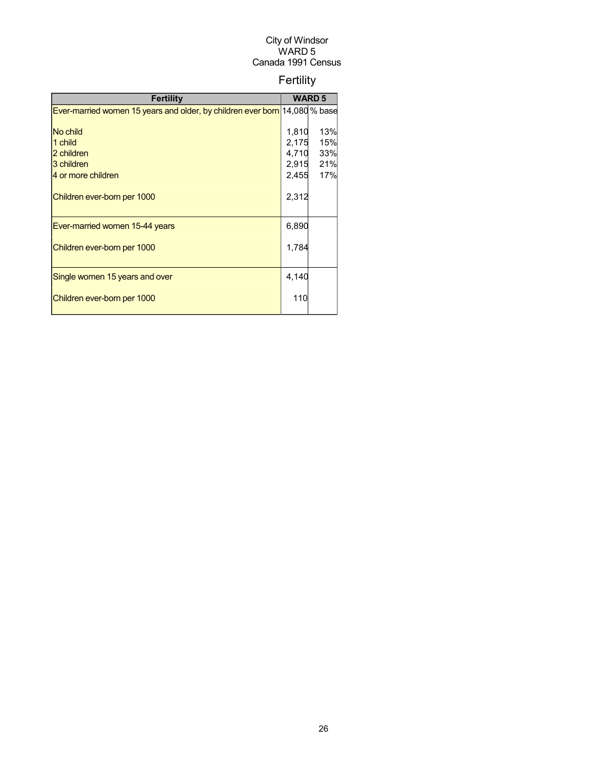City of Windsor
WARD 5
Canada 1991 Census

# Fertility

| Fertility | WARD 5 | |
|---|---|---|
| Ever-married women 15 years and older, by children ever born | 14,080 | % base |
| No child | 1,810 | 13% |
| 1 child | 2,175 | 15% |
| 2 children | 4,710 | 33% |
| 3 children | 2,915 | 21% |
| 4 or more children | 2,455 | 17% |
| Children ever-born per 1000 | 2,312 | |
| Ever-married women 15-44 years | 6,890 | |
| Children ever-born per 1000 | 1,784 | |
| Single women 15 years and over | 4,140 | |
| Children ever-born per 1000 | 110 | |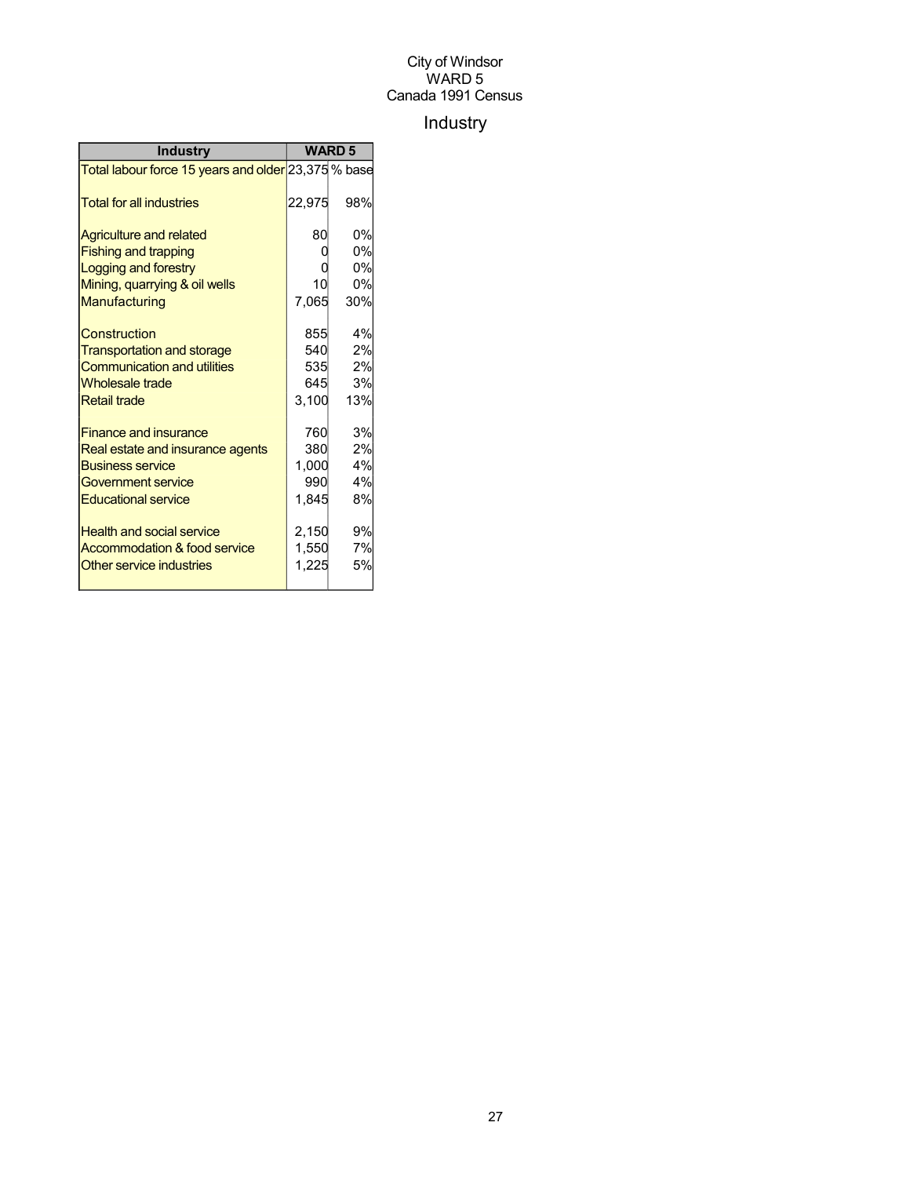City of Windsor
WARD 5
Canada 1991 Census

# Industry

| Industry | WARD 5 | |
|---|---|---|
| Total labour force 15 years and older | 23,375 | % base |
| Total for all industries | 22,975 | 98% |
| Agriculture and related | 80 | 0% |
| Fishing and trapping | 0 | 0% |
| Logging and forestry | 0 | 0% |
| Mining, quarrying & oil wells | 10 | 0% |
| Manufacturing | 7,065 | 30% |
| Construction | 855 | 4% |
| Transportation and storage | 540 | 2% |
| Communication and utilities | 535 | 2% |
| Wholesale trade | 645 | 3% |
| Retail trade | 3,100 | 13% |
| Finance and insurance | 760 | 3% |
| Real estate and insurance agents | 380 | 2% |
| Business service | 1,000 | 4% |
| Government service | 990 | 4% |
| Educational service | 1,845 | 8% |
| Health and social service | 2,150 | 9% |
| Accommodation & food service | 1,550 | 7% |
| Other service industries | 1,225 | 5% |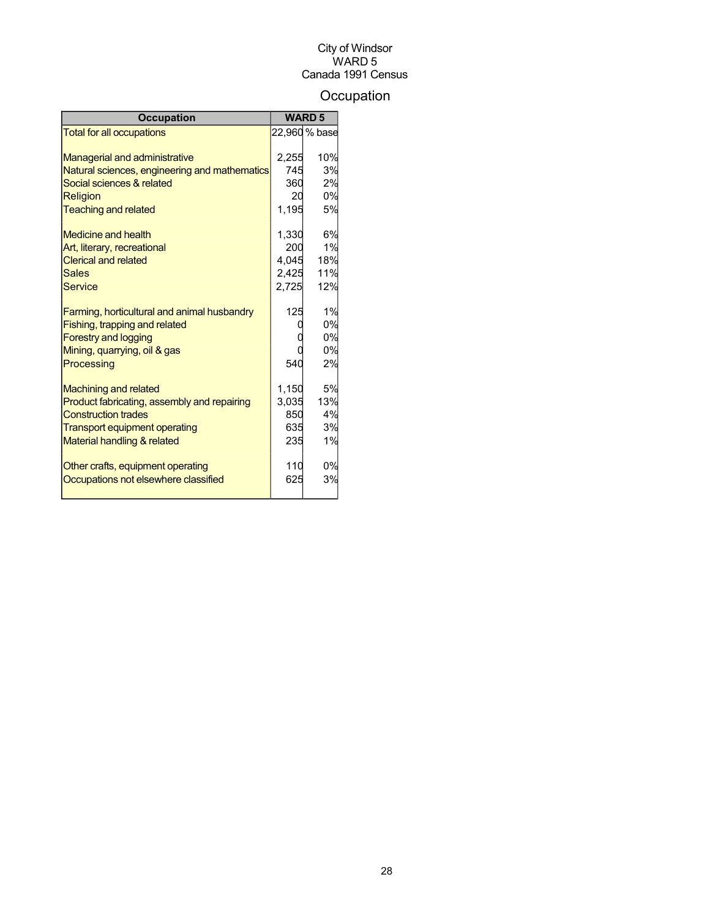City of Windsor
WARD 5
Canada 1991 Census

# Occupation

| Occupation | WARD 5 | |
|---|---|---|
| Total for all occupations | 22,960 | % base |
| | | |
| Managerial and administrative | 2,255 | 10% |
| Natural sciences, engineering and mathematics | 745 | 3% |
| Social sciences & related | 360 | 2% |
| Religion | 20 | 0% |
| Teaching and related | 1,195 | 5% |
| | | |
| Medicine and health | 1,330 | 6% |
| Art, literary, recreational | 200 | 1% |
| Clerical and related | 4,045 | 18% |
| Sales | 2,425 | 11% |
| Service | 2,725 | 12% |
| | | |
| Farming, horticultural and animal husbandry | 125 | 1% |
| Fishing, trapping and related | 0 | 0% |
| Forestry and logging | 0 | 0% |
| Mining, quarrying, oil & gas | 0 | 0% |
| Processing | 540 | 2% |
| | | |
| Machining and related | 1,150 | 5% |
| Product fabricating, assembly and repairing | 3,035 | 13% |
| Construction trades | 850 | 4% |
| Transport equipment operating | 635 | 3% |
| Material handling & related | 235 | 1% |
| | | |
| Other crafts, equipment operating | 110 | 0% |
| Occupations not elsewhere classified | 625 | 3% |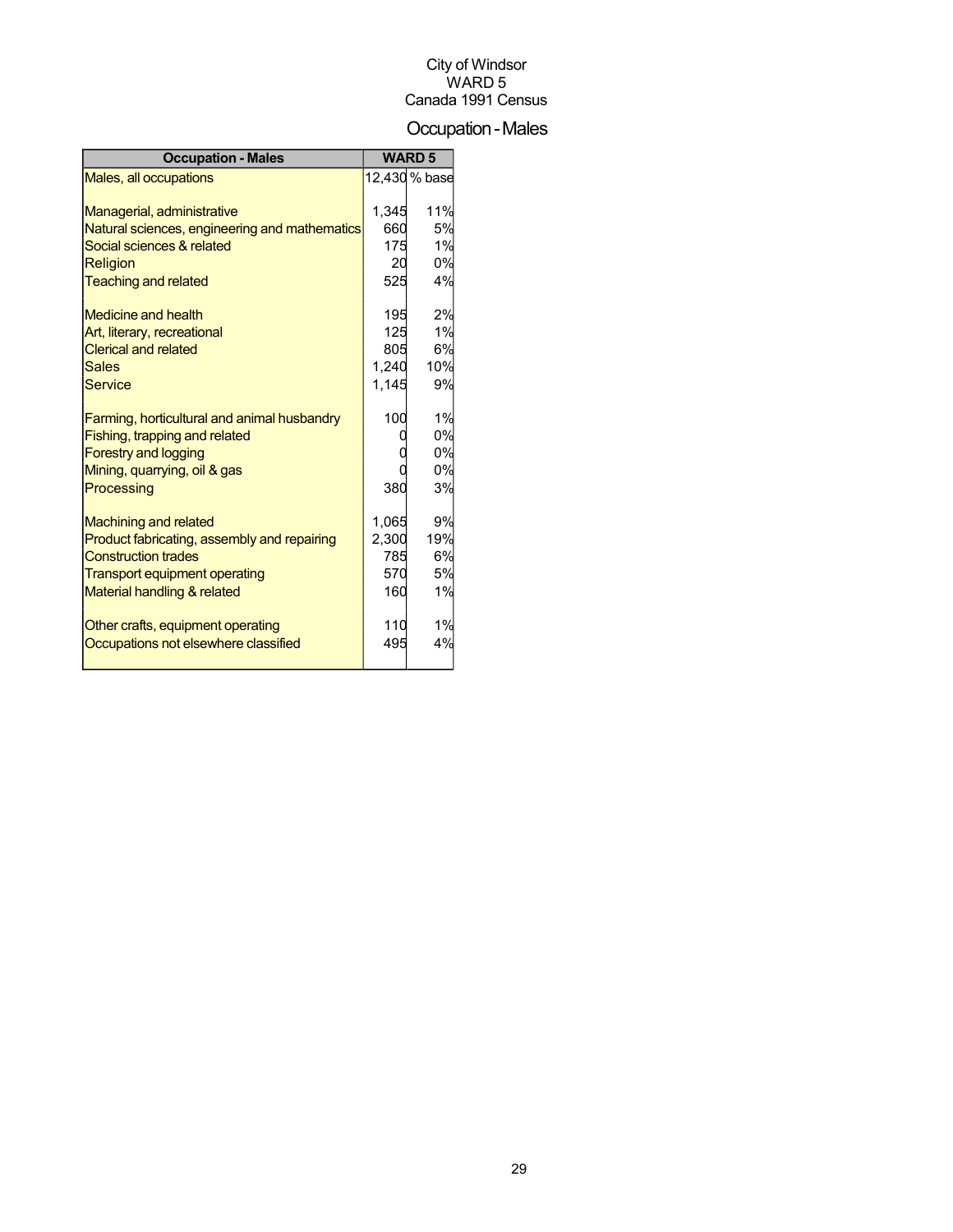City of Windsor
WARD 5
Canada 1991 Census

# Occupation - Males

| Occupation - Males | WARD 5 | |
|---|---|---|
| Males, all occupations | 12,430 | % base |
| | | |
| Managerial, administrative | 1,345 | 11% |
| Natural sciences, engineering and mathematics | 660 | 5% |
| Social sciences & related | 175 | 1% |
| Religion | 20 | 0% |
| Teaching and related | 525 | 4% |
| | | |
| Medicine and health | 195 | 2% |
| Art, literary, recreational | 125 | 1% |
| Clerical and related | 805 | 6% |
| Sales | 1,240 | 10% |
| Service | 1,145 | 9% |
| | | |
| Farming, horticultural and animal husbandry | 100 | 1% |
| Fishing, trapping and related | 0 | 0% |
| Forestry and logging | 0 | 0% |
| Mining, quarrying, oil & gas | 0 | 0% |
| Processing | 380 | 3% |
| | | |
| Machining and related | 1,065 | 9% |
| Product fabricating, assembly and repairing | 2,300 | 19% |
| Construction trades | 785 | 6% |
| Transport equipment operating | 570 | 5% |
| Material handling & related | 160 | 1% |
| | | |
| Other crafts, equipment operating | 110 | 1% |
| Occupations not elsewhere classified | 495 | 4% |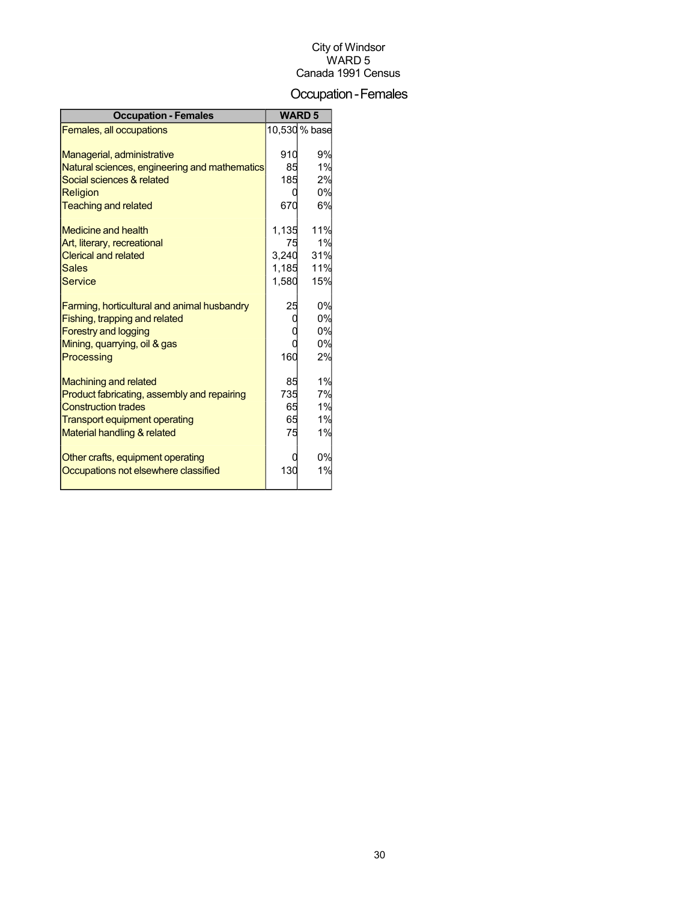City of Windsor
WARD 5
Canada 1991 Census

# Occupation - Females

| Occupation - Females | WARD 5 | |
|---|---|---|
| Females, all occupations | 10,530 | % base |
| | | |
| Managerial, administrative | 910 | 9% |
| Natural sciences, engineering and mathematics | 85 | 1% |
| Social sciences & related | 185 | 2% |
| Religion | 0 | 0% |
| Teaching and related | 670 | 6% |
| | | |
| Medicine and health | 1,135 | 11% |
| Art, literary, recreational | 75 | 1% |
| Clerical and related | 3,240 | 31% |
| Sales | 1,185 | 11% |
| Service | 1,580 | 15% |
| | | |
| Farming, horticultural and animal husbandry | 25 | 0% |
| Fishing, trapping and related | 0 | 0% |
| Forestry and logging | 0 | 0% |
| Mining, quarrying, oil & gas | 0 | 0% |
| Processing | 160 | 2% |
| | | |
| Machining and related | 85 | 1% |
| Product fabricating, assembly and repairing | 735 | 7% |
| Construction trades | 65 | 1% |
| Transport equipment operating | 65 | 1% |
| Material handling & related | 75 | 1% |
| | | |
| Other crafts, equipment operating | 0 | 0% |
| Occupations not elsewhere classified | 130 | 1% |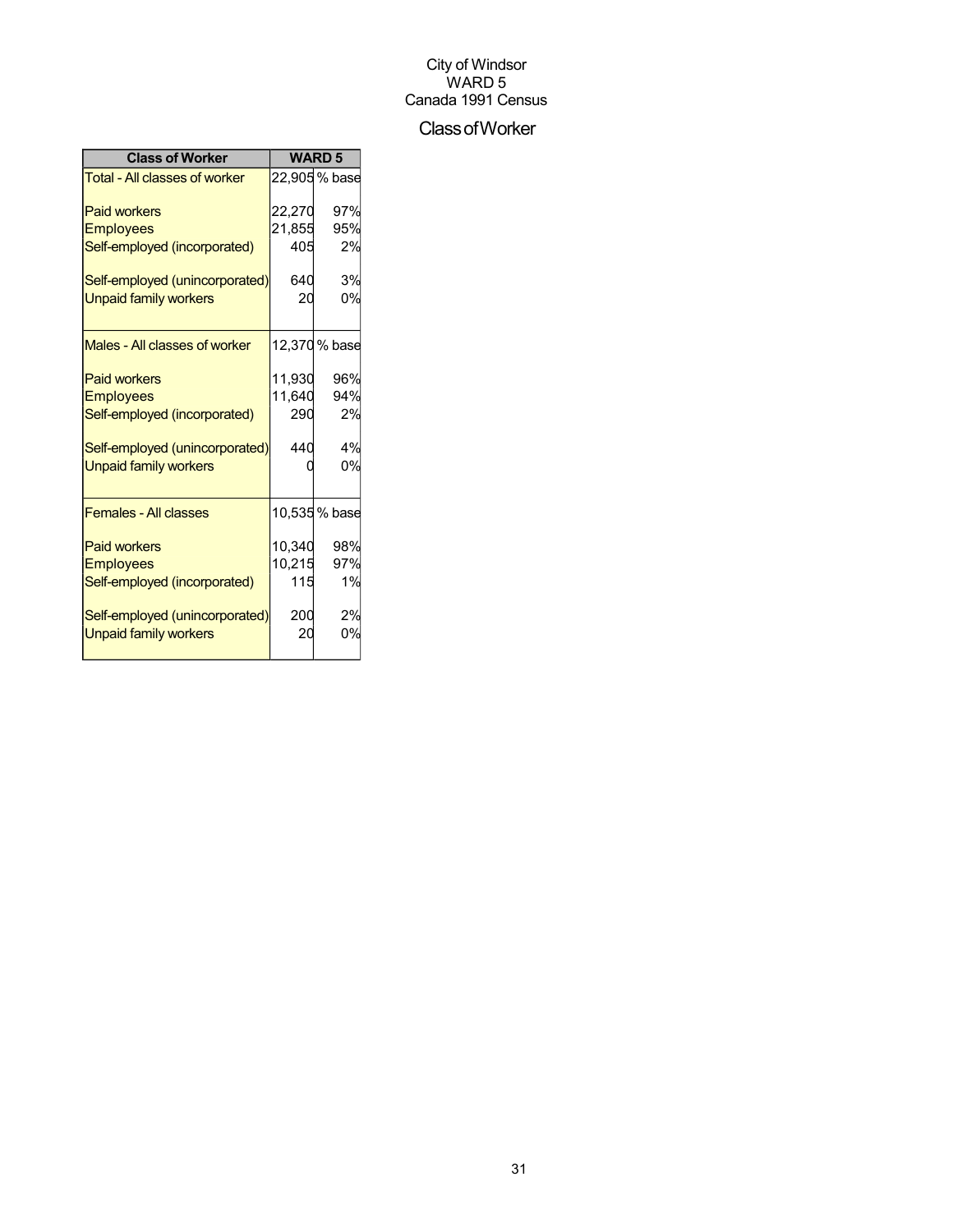City of Windsor
WARD 5
Canada 1991 Census

# Class of Worker

| Class of Worker | WARD 5 | |
|---|---|---|
| Total - All classes of worker | 22,905 | % base |
| Paid workers | 22,270 | 97% |
| Employees | 21,855 | 95% |
| Self-employed (incorporated) | 405 | 2% |
| Self-employed (unincorporated) | 640 | 3% |
| Unpaid family workers | 20 | 0% |
| Males - All classes of worker | 12,370 | % base |
| Paid workers | 11,930 | 96% |
| Employees | 11,640 | 94% |
| Self-employed (incorporated) | 290 | 2% |
| Self-employed (unincorporated) | 440 | 4% |
| Unpaid family workers | 0 | 0% |
| Females - All classes | 10,535 | % base |
| Paid workers | 10,340 | 98% |
| Employees | 10,215 | 97% |
| Self-employed (incorporated) | 115 | 1% |
| Self-employed (unincorporated) | 200 | 2% |
| Unpaid family workers | 20 | 0% |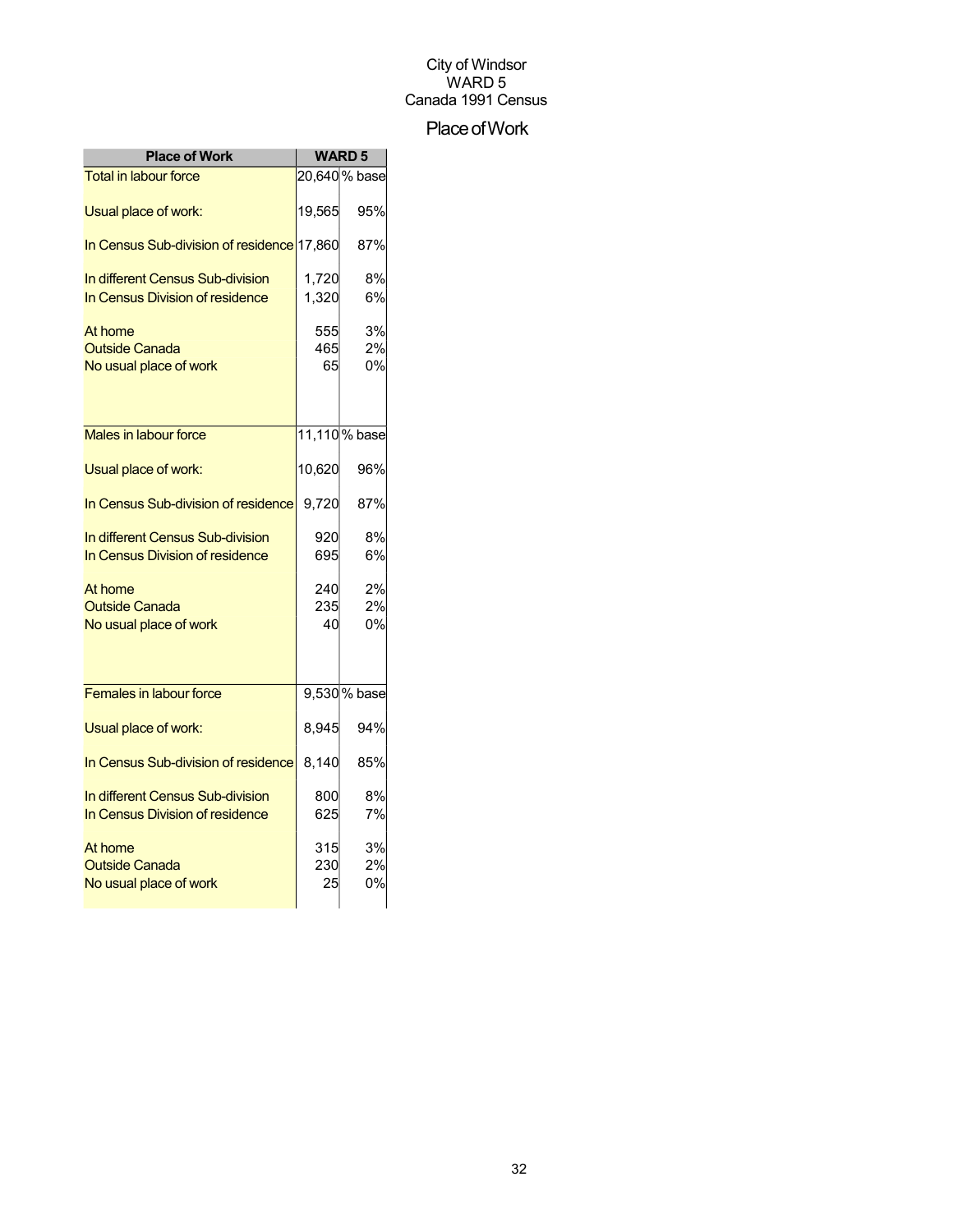City of Windsor
WARD 5
Canada 1991 Census

# Place of Work

| Place of Work | WARD 5 | |
|---|---|---|
| Total in labour force | 20,640 | % base |
| Usual place of work: | 19,565 | 95% |
| In Census Sub-division of residence | 17,860 | 87% |
| In different Census Sub-division | 1,720 | 8% |
| In Census Division of residence | 1,320 | 6% |
| At home | 555 | 3% |
| Outside Canada | 465 | 2% |
| No usual place of work | 65 | 0% |
| Males in labour force | 11,110 | % base |
| Usual place of work: | 10,620 | 96% |
| In Census Sub-division of residence | 9,720 | 87% |
| In different Census Sub-division | 920 | 8% |
| In Census Division of residence | 695 | 6% |
| At home | 240 | 2% |
| Outside Canada | 235 | 2% |
| No usual place of work | 40 | 0% |
| Females in labour force | 9,530 | % base |
| Usual place of work: | 8,945 | 94% |
| In Census Sub-division of residence | 8,140 | 85% |
| In different Census Sub-division | 800 | 8% |
| In Census Division of residence | 625 | 7% |
| At home | 315 | 3% |
| Outside Canada | 230 | 2% |
| No usual place of work | 25 | 0% |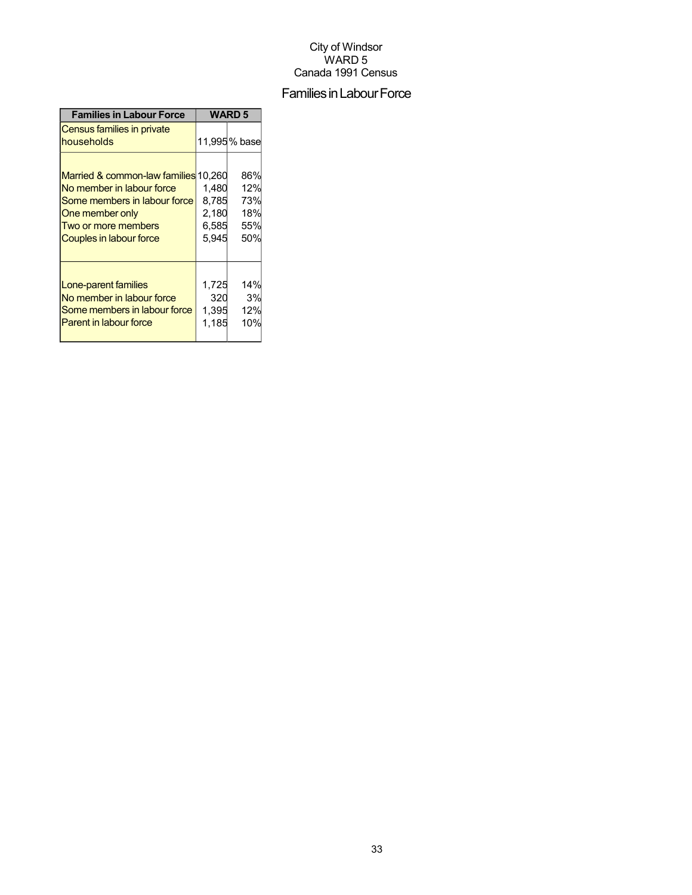City of Windsor
WARD 5
Canada 1991 Census

## Families in Labour Force

| Families in Labour Force | WARD 5 | |
|---|---|---|
| Census families in private households | 11,995 | % base |
| Married & common-law families | 10,260 | 86% |
| No member in labour force | 1,480 | 12% |
| Some members in labour force | 8,785 | 73% |
| One member only | 2,180 | 18% |
| Two or more members | 6,585 | 55% |
| Couples in labour force | 5,945 | 50% |
| Lone-parent families | 1,725 | 14% |
| No member in labour force | 320 | 3% |
| Some members in labour force | 1,395 | 12% |
| Parent in labour force | 1,185 | 10% |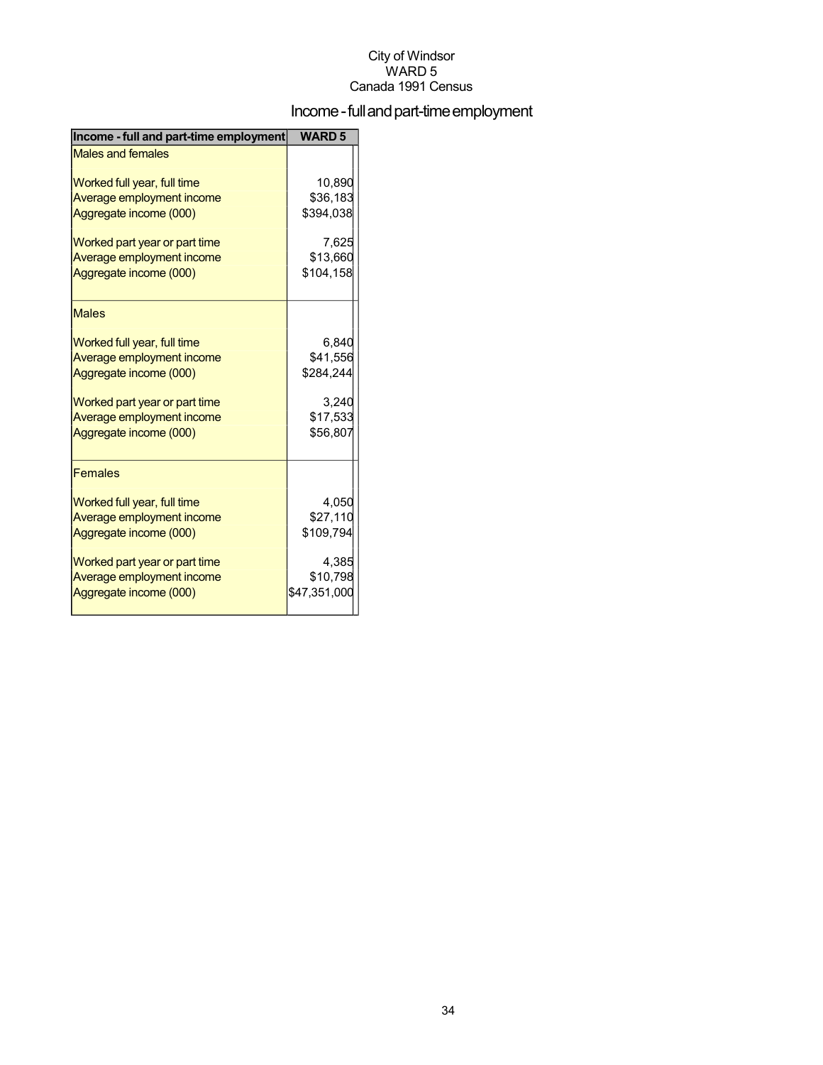City of Windsor
WARD 5
Canada 1991 Census

# Income - full and part-time employment

| Income - full and part-time employment | WARD 5 |
|---|---|
| Males and females | |
| Worked full year, full time | 10,890 |
| Average employment income | $36,183 |
| Aggregate income (000) | $394,038 |
| Worked part year or part time | 7,625 |
| Average employment income | $13,660 |
| Aggregate income (000) | $104,158 |
| Males | |
| Worked full year, full time | 6,840 |
| Average employment income | $41,556 |
| Aggregate income (000) | $284,244 |
| Worked part year or part time | 3,240 |
| Average employment income | $17,533 |
| Aggregate income (000) | $56,807 |
| Females | |
| Worked full year, full time | 4,050 |
| Average employment income | $27,110 |
| Aggregate income (000) | $109,794 |
| Worked part year or part time | 4,385 |
| Average employment income | $10,798 |
| Aggregate income (000) | $47,351,000 |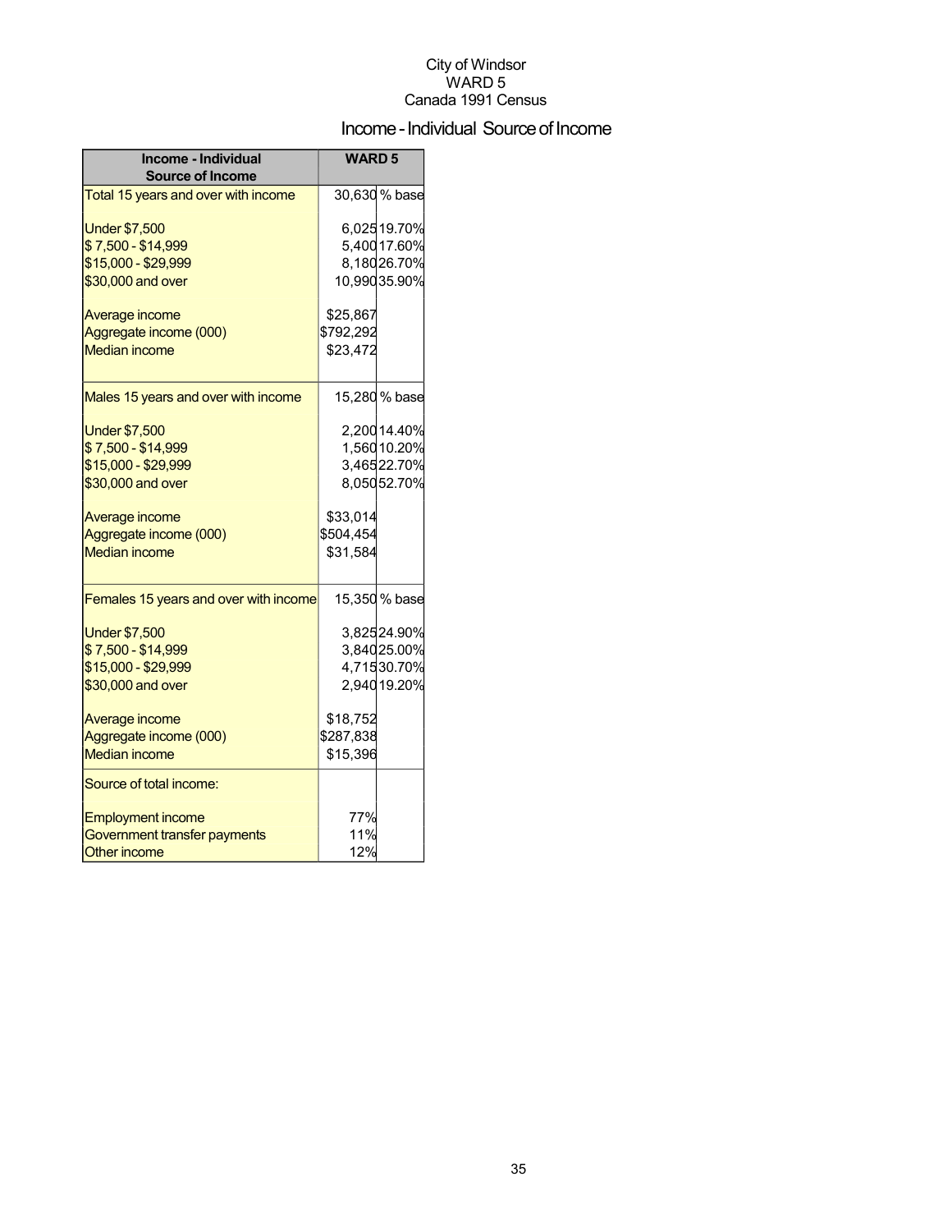City of Windsor
WARD 5
Canada 1991 Census

# Income - Individual Source of Income

| Income - Individual Source of Income | WARD 5 | |
|---|---|---|
| Total 15 years and over with income | 30,630 | % base |
| Under $7,500 | 6,025 | 19.70% |
| $ 7,500 - $14,999 | 5,400 | 17.60% |
| $15,000 - $29,999 | 8,180 | 26.70% |
| $30,000 and over | 10,990 | 35.90% |
| Average income | $25,867 | |
| Aggregate income (000) | $792,292 | |
| Median income | $23,472 | |
| Males 15 years and over with income | 15,280 | % base |
| Under $7,500 | 2,200 | 14.40% |
| $ 7,500 - $14,999 | 1,560 | 10.20% |
| $15,000 - $29,999 | 3,465 | 22.70% |
| $30,000 and over | 8,050 | 52.70% |
| Average income | $33,014 | |
| Aggregate income (000) | $504,454 | |
| Median income | $31,584 | |
| Females 15 years and over with income | 15,350 | % base |
| Under $7,500 | 3,825 | 24.90% |
| $ 7,500 - $14,999 | 3,840 | 25.00% |
| $15,000 - $29,999 | 4,715 | 30.70% |
| $30,000 and over | 2,940 | 19.20% |
| Average income | $18,752 | |
| Aggregate income (000) | $287,838 | |
| Median income | $15,396 | |
| Source of total income: | | |
| Employment income | 77% | |
| Government transfer payments | 11% | |
| Other income | 12% | |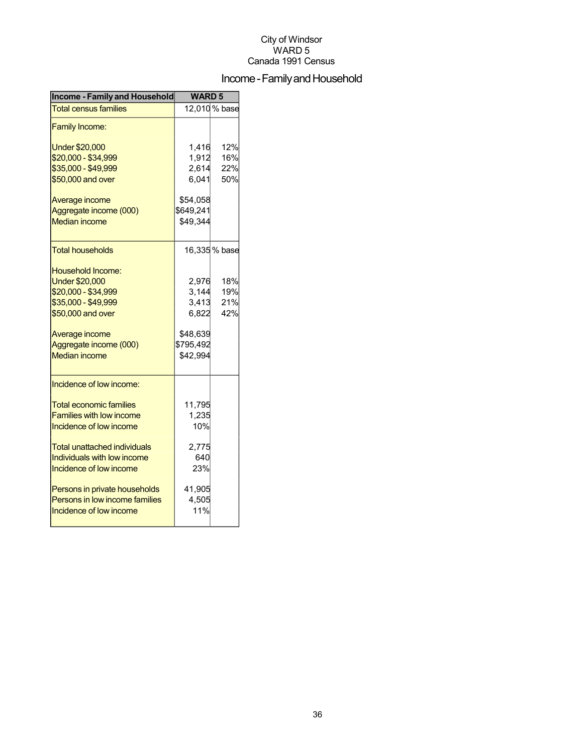City of Windsor
WARD 5
Canada 1991 Census

# Income - Family and Household

| Income - Family and Household | WARD 5 | |
|---|---|---|
| Total census families | 12,010 | % base |
| Family Income: | | |
| Under $20,000 | 1,416 | 12% |
| $20,000 - $34,999 | 1,912 | 16% |
| $35,000 - $49,999 | 2,614 | 22% |
| $50,000 and over | 6,041 | 50% |
| Average income | $54,058 | |
| Aggregate income (000) | $649,241 | |
| Median income | $49,344 | |
| Total households | 16,335 | % base |
| Household Income: | | |
| Under $20,000 | 2,976 | 18% |
| $20,000 - $34,999 | 3,144 | 19% |
| $35,000 - $49,999 | 3,413 | 21% |
| $50,000 and over | 6,822 | 42% |
| Average income | $48,639 | |
| Aggregate income (000) | $795,492 | |
| Median income | $42,994 | |
| Incidence of low income: | | |
| Total economic families | 11,795 | |
| Families with low income | 1,235 | |
| Incidence of low income | 10% | |
| Total unattached individuals | 2,775 | |
| Individuals with low income | 640 | |
| Incidence of low income | 23% | |
| Persons in private households | 41,905 | |
| Persons in low income families | 4,505 | |
| Incidence of low income | 11% | |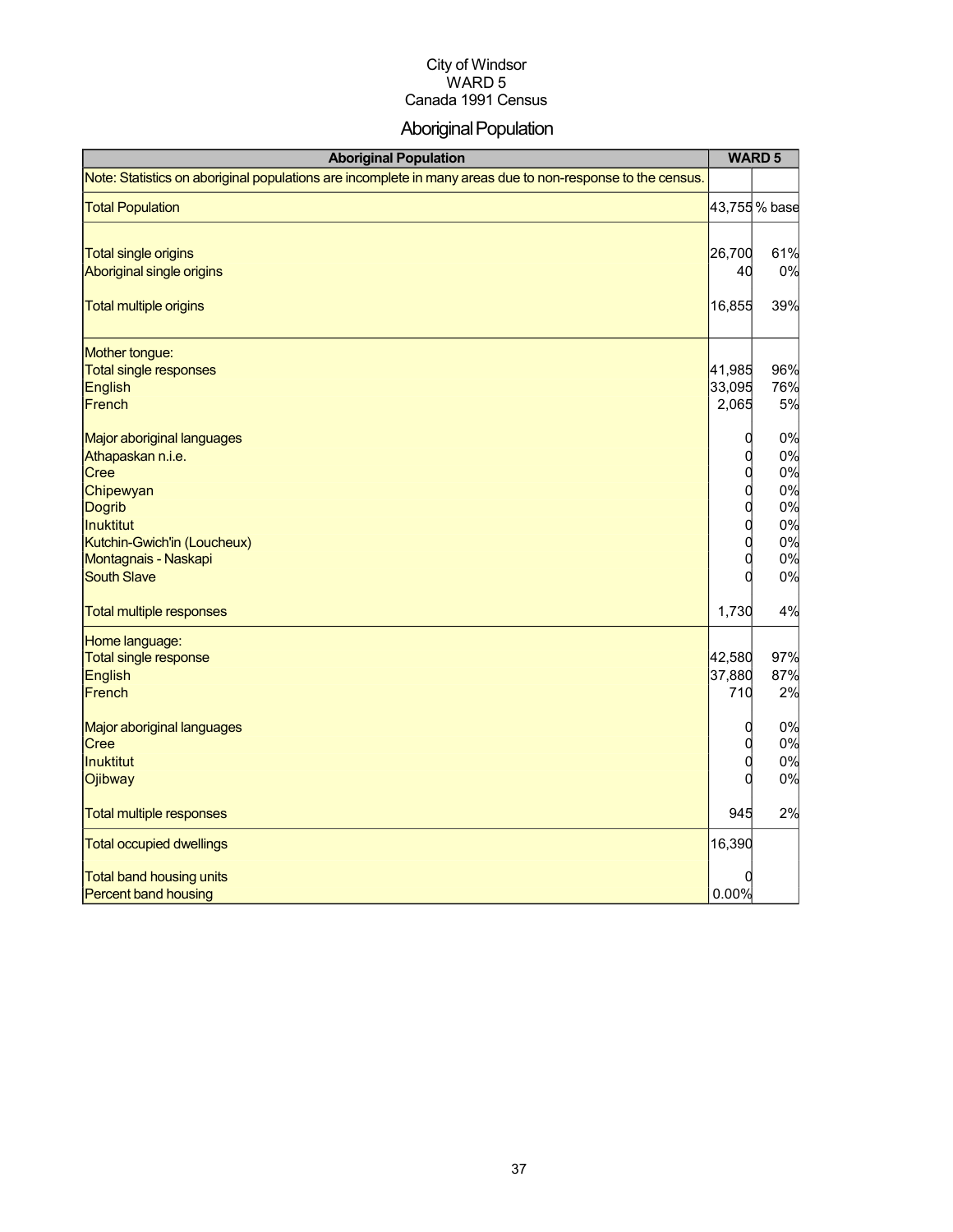City of Windsor
WARD 5
Canada 1991 Census

# Aboriginal Population

| Aboriginal Population | WARD 5 | |
|---|---|---|
| Note: Statistics on aboriginal populations are incomplete in many areas due to non-response to the census. | | |
| Total Population | 43,755 | % base |
| Total single origins | 26,700 | 61% |
| Aboriginal single origins | 40 | 0% |
| Total multiple origins | 16,855 | 39% |
| Mother tongue: | | |
| Total single responses | 41,985 | 96% |
| English | 33,095 | 76% |
| French | 2,065 | 5% |
| Major aboriginal languages | 0 | 0% |
| Athapaskan n.i.e. | 0 | 0% |
| Cree | 0 | 0% |
| Chipewyan | 0 | 0% |
| Dogrib | 0 | 0% |
| Inuktitut | 0 | 0% |
| Kutchin-Gwich'in (Loucheux) | 0 | 0% |
| Montagnais - Naskapi | 0 | 0% |
| South Slave | 0 | 0% |
| Total multiple responses | 1,730 | 4% |
| Home language: | | |
| Total single response | 42,580 | 97% |
| English | 37,880 | 87% |
| French | 710 | 2% |
| Major aboriginal languages | 0 | 0% |
| Cree | 0 | 0% |
| Inuktitut | 0 | 0% |
| Ojibway | 0 | 0% |
| Total multiple responses | 945 | 2% |
| Total occupied dwellings | 16,390 | |
| Total band housing units | 0 | |
| Percent band housing | 0.00% | |